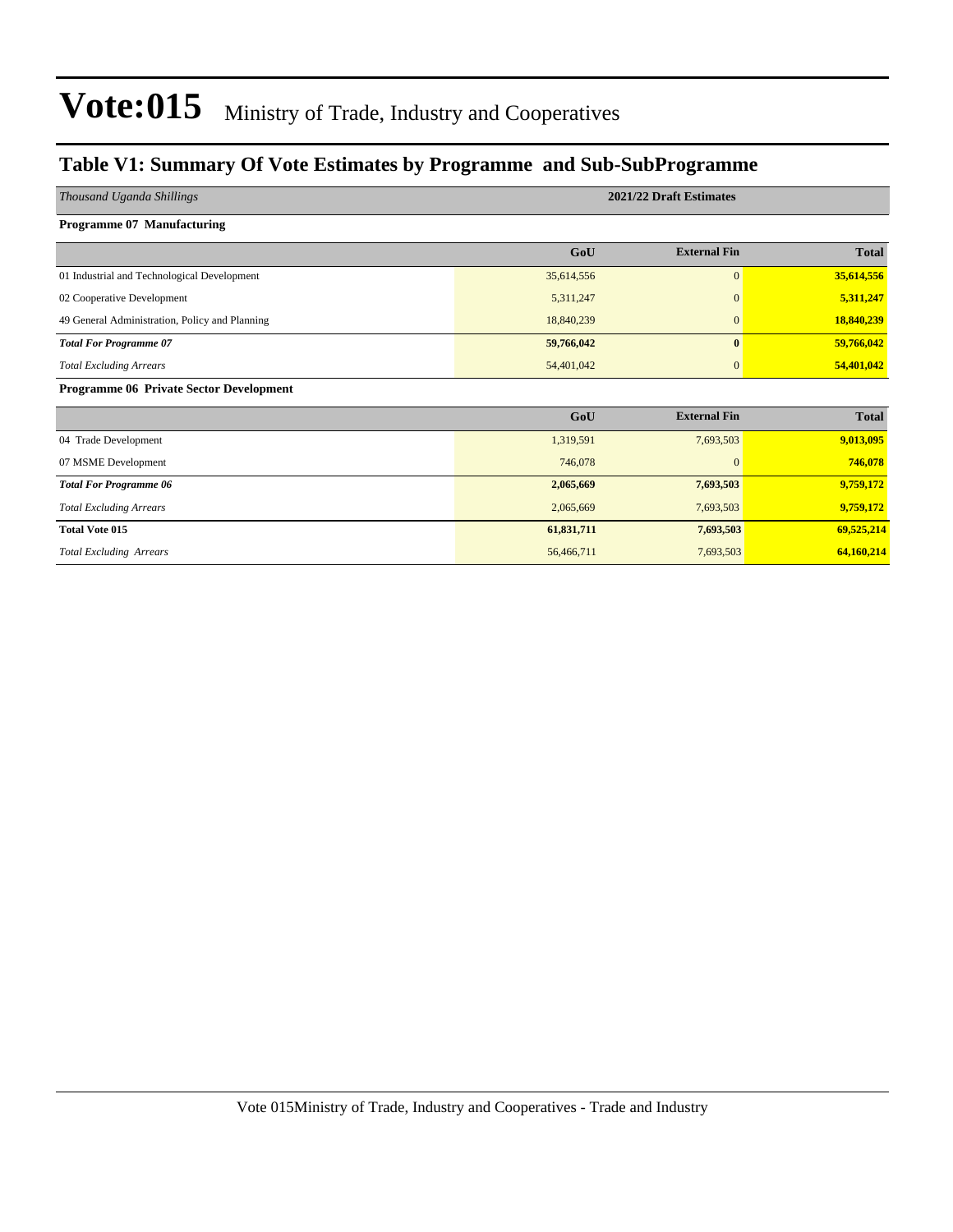# Vote:015 Ministry of Trade, Industry and Cooperatives

## Table V1: Summary Of Vote Estimates by Programme and Sub-SubProgramme

| *Thousand Uganda Shillings* | 2021/22 Draft Estimates | | |
|---|---|---|---|
| **Programme 07 Manufacturing** | | | |
| | **GoU** | **External Fin** | **Total** |
| 01 Industrial and Technological Development | 35,614,556 | 0 | **35,614,556** |
| 02 Cooperative Development | 5,311,247 | 0 | **5,311,247** |
| 49 General Administration, Policy and Planning | 18,840,239 | 0 | **18,840,239** |
| ***Total For Programme 07*** | **59,766,042** | **0** | **59,766,042** |
| *Total Excluding Arrears* | 54,401,042 | 0 | **54,401,042** |
| **Programme 06 Private Sector Development** | | | |
| | **GoU** | **External Fin** | **Total** |
| 04 Trade Development | 1,319,591 | 7,693,503 | **9,013,095** |
| 07 MSME Development | 746,078 | 0 | **746,078** |
| ***Total For Programme 06*** | **2,065,669** | **7,693,503** | **9,759,172** |
| *Total Excluding Arrears* | 2,065,669 | 7,693,503 | **9,759,172** |
| **Total Vote 015** | **61,831,711** | **7,693,503** | **69,525,214** |
| *Total Excluding Arrears* | 56,466,711 | 7,693,503 | **64,160,214** |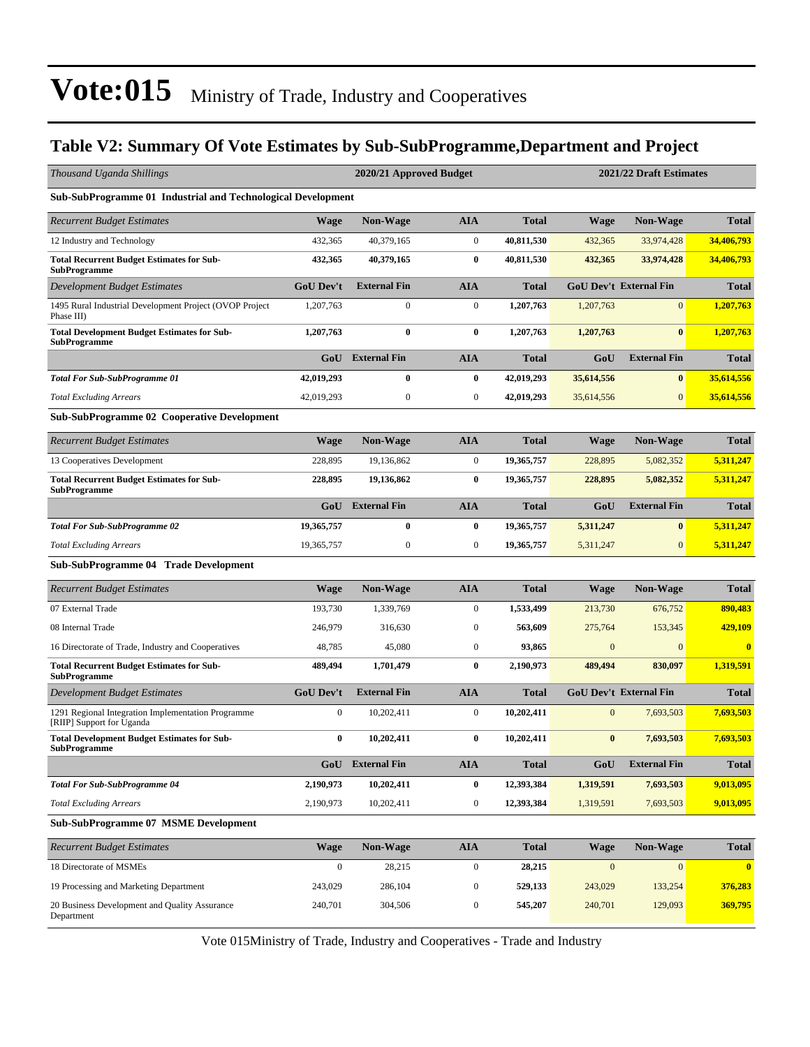# Vote:015 Ministry of Trade, Industry and Cooperatives

## Table V2: Summary Of Vote Estimates by Sub-SubProgramme,Department and Project

| *Thousand Uganda Shillings* | 2020/21 Approved Budget | | | | 2021/22 Draft Estimates | | |
|---|---|---|---|---|---|---|---|
| **Sub-SubProgramme 01 Industrial and Technological Development** | | | | | | | |
| *Recurrent Budget Estimates* | **Wage** | **Non-Wage** | **AIA** | **Total** | **Wage** | **Non-Wage** | **Total** |
| 12 Industry and Technology | 432,365 | 40,379,165 | 0 | **40,811,530** | 432,365 | 33,974,428 | **34,406,793** |
| **Total Recurrent Budget Estimates for Sub-SubProgramme** | **432,365** | **40,379,165** | **0** | **40,811,530** | **432,365** | **33,974,428** | **34,406,793** |
| *Development Budget Estimates* | **GoU Dev't** | **External Fin** | **AIA** | **Total** | **GoU Dev't** | **External Fin** | **Total** |
| 1495 Rural Industrial Development Project (OVOP Project Phase III) | 1,207,763 | 0 | 0 | **1,207,763** | 1,207,763 | 0 | **1,207,763** |
| **Total Development Budget Estimates for Sub-SubProgramme** | **1,207,763** | **0** | **0** | **1,207,763** | **1,207,763** | **0** | **1,207,763** |
| | **GoU** | **External Fin** | **AIA** | **Total** | **GoU** | **External Fin** | **Total** |
| ***Total For Sub-SubProgramme 01*** | **42,019,293** | **0** | **0** | **42,019,293** | **35,614,556** | **0** | **35,614,556** |
| *Total Excluding Arrears* | 42,019,293 | 0 | 0 | **42,019,293** | 35,614,556 | 0 | **35,614,556** |
| **Sub-SubProgramme 02 Cooperative Development** | | | | | | | |
| *Recurrent Budget Estimates* | **Wage** | **Non-Wage** | **AIA** | **Total** | **Wage** | **Non-Wage** | **Total** |
| 13 Cooperatives Development | 228,895 | 19,136,862 | 0 | **19,365,757** | 228,895 | 5,082,352 | **5,311,247** |
| **Total Recurrent Budget Estimates for Sub-SubProgramme** | **228,895** | **19,136,862** | **0** | **19,365,757** | **228,895** | **5,082,352** | **5,311,247** |
| | **GoU** | **External Fin** | **AIA** | **Total** | **GoU** | **External Fin** | **Total** |
| ***Total For Sub-SubProgramme 02*** | **19,365,757** | **0** | **0** | **19,365,757** | **5,311,247** | **0** | **5,311,247** |
| *Total Excluding Arrears* | 19,365,757 | 0 | 0 | **19,365,757** | 5,311,247 | 0 | **5,311,247** |
| **Sub-SubProgramme 04 Trade Development** | | | | | | | |
| *Recurrent Budget Estimates* | **Wage** | **Non-Wage** | **AIA** | **Total** | **Wage** | **Non-Wage** | **Total** |
| 07 External Trade | 193,730 | 1,339,769 | 0 | **1,533,499** | 213,730 | 676,752 | **890,483** |
| 08 Internal Trade | 246,979 | 316,630 | 0 | **563,609** | 275,764 | 153,345 | **429,109** |
| 16 Directorate of Trade, Industry and Cooperatives | 48,785 | 45,080 | 0 | **93,865** | 0 | 0 | **0** |
| **Total Recurrent Budget Estimates for Sub-SubProgramme** | **489,494** | **1,701,479** | **0** | **2,190,973** | **489,494** | **830,097** | **1,319,591** |
| *Development Budget Estimates* | **GoU Dev't** | **External Fin** | **AIA** | **Total** | **GoU Dev't** | **External Fin** | **Total** |
| 1291 Regional Integration Implementation Programme [RIIP] Support for Uganda | 0 | 10,202,411 | 0 | **10,202,411** | 0 | 7,693,503 | **7,693,503** |
| **Total Development Budget Estimates for Sub-SubProgramme** | **0** | **10,202,411** | **0** | **10,202,411** | **0** | **7,693,503** | **7,693,503** |
| | **GoU** | **External Fin** | **AIA** | **Total** | **GoU** | **External Fin** | **Total** |
| ***Total For Sub-SubProgramme 04*** | **2,190,973** | **10,202,411** | **0** | **12,393,384** | **1,319,591** | **7,693,503** | **9,013,095** |
| *Total Excluding Arrears* | 2,190,973 | 10,202,411 | 0 | **12,393,384** | 1,319,591 | 7,693,503 | **9,013,095** |
| **Sub-SubProgramme 07 MSME Development** | | | | | | | |
| *Recurrent Budget Estimates* | **Wage** | **Non-Wage** | **AIA** | **Total** | **Wage** | **Non-Wage** | **Total** |
| 18 Directorate of MSMEs | 0 | 28,215 | 0 | **28,215** | 0 | 0 | **0** |
| 19 Processing and Marketing Department | 243,029 | 286,104 | 0 | **529,133** | 243,029 | 133,254 | **376,283** |
| 20 Business Development and Quality Assurance Department | 240,701 | 304,506 | 0 | **545,207** | 240,701 | 129,093 | **369,795** |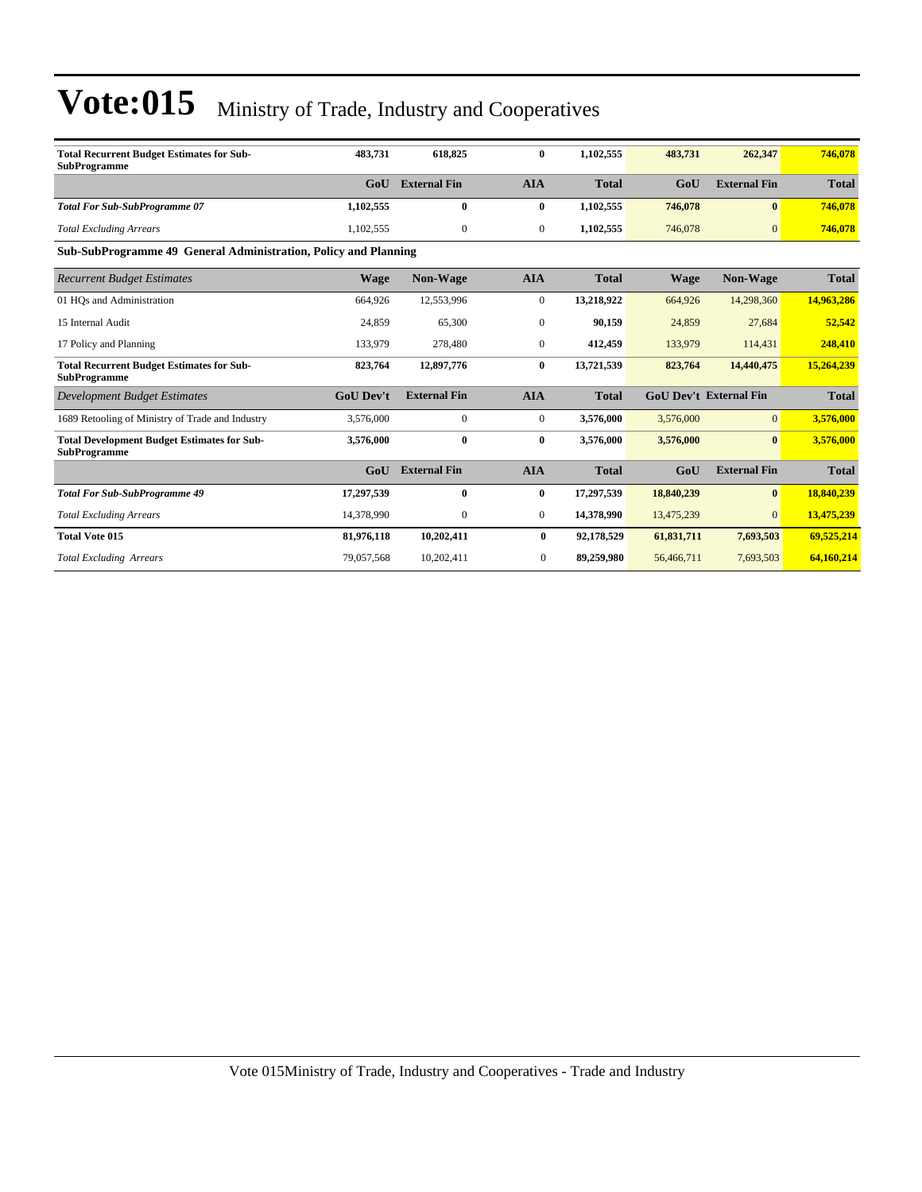# Vote:015 Ministry of Trade, Industry and Cooperatives

| | | | | | | | |
|---|---|---|---|---|---|---|---|
| **Total Recurrent Budget Estimates for Sub-SubProgramme** | **483,731** | **618,825** | **0** | **1,102,555** | **483,731** | **262,347** | **746,078** |
| | **GoU** | **External Fin** | **AIA** | **Total** | **GoU** | **External Fin** | **Total** |
| ***Total For Sub-SubProgramme 07*** | **1,102,555** | **0** | **0** | **1,102,555** | **746,078** | **0** | **746,078** |
| *Total Excluding Arrears* | 1,102,555 | 0 | 0 | **1,102,555** | 746,078 | 0 | **746,078** |

**Sub-SubProgramme 49 General Administration, Policy and Planning**

| *Recurrent Budget Estimates* | **Wage** | **Non-Wage** | **AIA** | **Total** | **Wage** | **Non-Wage** | **Total** |
|---|---|---|---|---|---|---|---|
| 01 HQs and Administration | 664,926 | 12,553,996 | 0 | **13,218,922** | 664,926 | 14,298,360 | **14,963,286** |
| 15 Internal Audit | 24,859 | 65,300 | 0 | **90,159** | 24,859 | 27,684 | **52,542** |
| 17 Policy and Planning | 133,979 | 278,480 | 0 | **412,459** | 133,979 | 114,431 | **248,410** |
| **Total Recurrent Budget Estimates for Sub-SubProgramme** | **823,764** | **12,897,776** | **0** | **13,721,539** | **823,764** | **14,440,475** | **15,264,239** |
| *Development Budget Estimates* | **GoU Dev't** | **External Fin** | **AIA** | **Total** | **GoU Dev't** | **External Fin** | **Total** |
| 1689 Retooling of Ministry of Trade and Industry | 3,576,000 | 0 | 0 | **3,576,000** | 3,576,000 | 0 | **3,576,000** |
| **Total Development Budget Estimates for Sub-SubProgramme** | **3,576,000** | **0** | **0** | **3,576,000** | **3,576,000** | **0** | **3,576,000** |
| | **GoU** | **External Fin** | **AIA** | **Total** | **GoU** | **External Fin** | **Total** |
| ***Total For Sub-SubProgramme 49*** | **17,297,539** | **0** | **0** | **17,297,539** | **18,840,239** | **0** | **18,840,239** |
| *Total Excluding Arrears* | 14,378,990 | 0 | 0 | **14,378,990** | 13,475,239 | 0 | **13,475,239** |
| **Total Vote 015** | **81,976,118** | **10,202,411** | **0** | **92,178,529** | **61,831,711** | **7,693,503** | **69,525,214** |
| *Total Excluding Arrears* | 79,057,568 | 10,202,411 | 0 | **89,259,980** | 56,466,711 | 7,693,503 | **64,160,214** |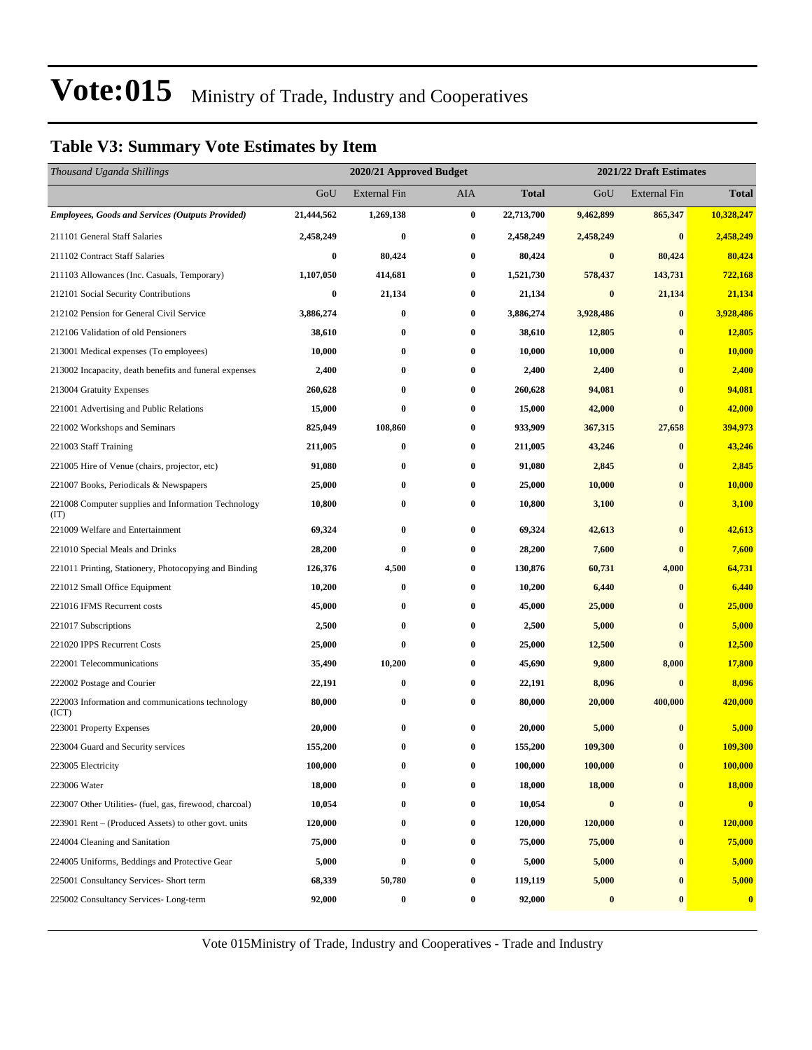# Vote:015 Ministry of Trade, Industry and Cooperatives

## Table V3: Summary Vote Estimates by Item

| *Thousand Uganda Shillings* | 2020/21 Approved Budget | | | | 2021/22 Draft Estimates | | |
|---|---|---|---|---|---|---|---|
| | GoU | External Fin | AIA | **Total** | GoU | External Fin | **Total** |
| ***Employees, Goods and Services (Outputs Provided)*** | **21,444,562** | **1,269,138** | **0** | **22,713,700** | **9,462,899** | **865,347** | **10,328,247** |
| 211101 General Staff Salaries | **2,458,249** | **0** | **0** | **2,458,249** | **2,458,249** | **0** | **2,458,249** |
| 211102 Contract Staff Salaries | **0** | **80,424** | **0** | **80,424** | **0** | **80,424** | **80,424** |
| 211103 Allowances (Inc. Casuals, Temporary) | **1,107,050** | **414,681** | **0** | **1,521,730** | **578,437** | **143,731** | **722,168** |
| 212101 Social Security Contributions | **0** | **21,134** | **0** | **21,134** | **0** | **21,134** | **21,134** |
| 212102 Pension for General Civil Service | **3,886,274** | **0** | **0** | **3,886,274** | **3,928,486** | **0** | **3,928,486** |
| 212106 Validation of old Pensioners | **38,610** | **0** | **0** | **38,610** | **12,805** | **0** | **12,805** |
| 213001 Medical expenses (To employees) | **10,000** | **0** | **0** | **10,000** | **10,000** | **0** | **10,000** |
| 213002 Incapacity, death benefits and funeral expenses | **2,400** | **0** | **0** | **2,400** | **2,400** | **0** | **2,400** |
| 213004 Gratuity Expenses | **260,628** | **0** | **0** | **260,628** | **94,081** | **0** | **94,081** |
| 221001 Advertising and Public Relations | **15,000** | **0** | **0** | **15,000** | **42,000** | **0** | **42,000** |
| 221002 Workshops and Seminars | **825,049** | **108,860** | **0** | **933,909** | **367,315** | **27,658** | **394,973** |
| 221003 Staff Training | **211,005** | **0** | **0** | **211,005** | **43,246** | **0** | **43,246** |
| 221005 Hire of Venue (chairs, projector, etc) | **91,080** | **0** | **0** | **91,080** | **2,845** | **0** | **2,845** |
| 221007 Books, Periodicals & Newspapers | **25,000** | **0** | **0** | **25,000** | **10,000** | **0** | **10,000** |
| 221008 Computer supplies and Information Technology (IT) | **10,800** | **0** | **0** | **10,800** | **3,100** | **0** | **3,100** |
| 221009 Welfare and Entertainment | **69,324** | **0** | **0** | **69,324** | **42,613** | **0** | **42,613** |
| 221010 Special Meals and Drinks | **28,200** | **0** | **0** | **28,200** | **7,600** | **0** | **7,600** |
| 221011 Printing, Stationery, Photocopying and Binding | **126,376** | **4,500** | **0** | **130,876** | **60,731** | **4,000** | **64,731** |
| 221012 Small Office Equipment | **10,200** | **0** | **0** | **10,200** | **6,440** | **0** | **6,440** |
| 221016 IFMS Recurrent costs | **45,000** | **0** | **0** | **45,000** | **25,000** | **0** | **25,000** |
| 221017 Subscriptions | **2,500** | **0** | **0** | **2,500** | **5,000** | **0** | **5,000** |
| 221020 IPPS Recurrent Costs | **25,000** | **0** | **0** | **25,000** | **12,500** | **0** | **12,500** |
| 222001 Telecommunications | **35,490** | **10,200** | **0** | **45,690** | **9,800** | **8,000** | **17,800** |
| 222002 Postage and Courier | **22,191** | **0** | **0** | **22,191** | **8,096** | **0** | **8,096** |
| 222003 Information and communications technology (ICT) | **80,000** | **0** | **0** | **80,000** | **20,000** | **400,000** | **420,000** |
| 223001 Property Expenses | **20,000** | **0** | **0** | **20,000** | **5,000** | **0** | **5,000** |
| 223004 Guard and Security services | **155,200** | **0** | **0** | **155,200** | **109,300** | **0** | **109,300** |
| 223005 Electricity | **100,000** | **0** | **0** | **100,000** | **100,000** | **0** | **100,000** |
| 223006 Water | **18,000** | **0** | **0** | **18,000** | **18,000** | **0** | **18,000** |
| 223007 Other Utilities- (fuel, gas, firewood, charcoal) | **10,054** | **0** | **0** | **10,054** | **0** | **0** | **0** |
| 223901 Rent – (Produced Assets) to other govt. units | **120,000** | **0** | **0** | **120,000** | **120,000** | **0** | **120,000** |
| 224004 Cleaning and Sanitation | **75,000** | **0** | **0** | **75,000** | **75,000** | **0** | **75,000** |
| 224005 Uniforms, Beddings and Protective Gear | **5,000** | **0** | **0** | **5,000** | **5,000** | **0** | **5,000** |
| 225001 Consultancy Services- Short term | **68,339** | **50,780** | **0** | **119,119** | **5,000** | **0** | **5,000** |
| 225002 Consultancy Services- Long-term | **92,000** | **0** | **0** | **92,000** | **0** | **0** | **0** |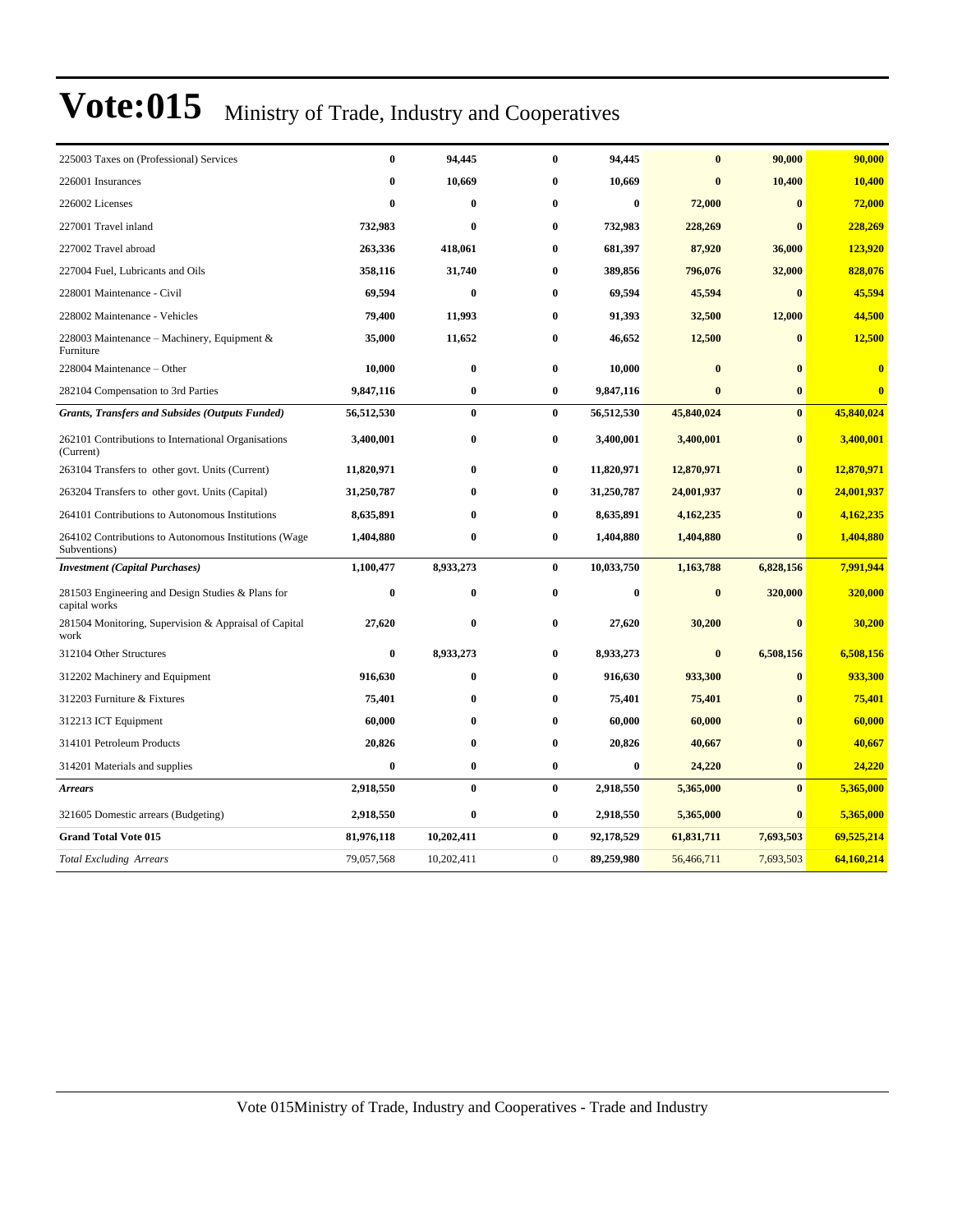# Vote:015 Ministry of Trade, Industry and Cooperatives

| | | | | | | | |
|---|---|---|---|---|---|---|---|
| 225003 Taxes on (Professional) Services | **0** | **94,445** | **0** | **94,445** | **0** | **90,000** | **90,000** |
| 226001 Insurances | **0** | **10,669** | **0** | **10,669** | **0** | **10,400** | **10,400** |
| 226002 Licenses | **0** | **0** | **0** | **0** | **72,000** | **0** | **72,000** |
| 227001 Travel inland | **732,983** | **0** | **0** | **732,983** | **228,269** | **0** | **228,269** |
| 227002 Travel abroad | **263,336** | **418,061** | **0** | **681,397** | **87,920** | **36,000** | **123,920** |
| 227004 Fuel, Lubricants and Oils | **358,116** | **31,740** | **0** | **389,856** | **796,076** | **32,000** | **828,076** |
| 228001 Maintenance - Civil | **69,594** | **0** | **0** | **69,594** | **45,594** | **0** | **45,594** |
| 228002 Maintenance - Vehicles | **79,400** | **11,993** | **0** | **91,393** | **32,500** | **12,000** | **44,500** |
| 228003 Maintenance – Machinery, Equipment & Furniture | **35,000** | **11,652** | **0** | **46,652** | **12,500** | **0** | **12,500** |
| 228004 Maintenance – Other | **10,000** | **0** | **0** | **10,000** | **0** | **0** | **0** |
| 282104 Compensation to 3rd Parties | **9,847,116** | **0** | **0** | **9,847,116** | **0** | **0** | **0** |
| ***Grants, Transfers and Subsides (Outputs Funded)*** | **56,512,530** | **0** | **0** | **56,512,530** | **45,840,024** | **0** | **45,840,024** |
| 262101 Contributions to International Organisations (Current) | **3,400,001** | **0** | **0** | **3,400,001** | **3,400,001** | **0** | **3,400,001** |
| 263104 Transfers to other govt. Units (Current) | **11,820,971** | **0** | **0** | **11,820,971** | **12,870,971** | **0** | **12,870,971** |
| 263204 Transfers to other govt. Units (Capital) | **31,250,787** | **0** | **0** | **31,250,787** | **24,001,937** | **0** | **24,001,937** |
| 264101 Contributions to Autonomous Institutions | **8,635,891** | **0** | **0** | **8,635,891** | **4,162,235** | **0** | **4,162,235** |
| 264102 Contributions to Autonomous Institutions (Wage Subventions) | **1,404,880** | **0** | **0** | **1,404,880** | **1,404,880** | **0** | **1,404,880** |
| ***Investment (Capital Purchases)*** | **1,100,477** | **8,933,273** | **0** | **10,033,750** | **1,163,788** | **6,828,156** | **7,991,944** |
| 281503 Engineering and Design Studies & Plans for capital works | **0** | **0** | **0** | **0** | **0** | **320,000** | **320,000** |
| 281504 Monitoring, Supervision & Appraisal of Capital work | **27,620** | **0** | **0** | **27,620** | **30,200** | **0** | **30,200** |
| 312104 Other Structures | **0** | **8,933,273** | **0** | **8,933,273** | **0** | **6,508,156** | **6,508,156** |
| 312202 Machinery and Equipment | **916,630** | **0** | **0** | **916,630** | **933,300** | **0** | **933,300** |
| 312203 Furniture & Fixtures | **75,401** | **0** | **0** | **75,401** | **75,401** | **0** | **75,401** |
| 312213 ICT Equipment | **60,000** | **0** | **0** | **60,000** | **60,000** | **0** | **60,000** |
| 314101 Petroleum Products | **20,826** | **0** | **0** | **20,826** | **40,667** | **0** | **40,667** |
| 314201 Materials and supplies | **0** | **0** | **0** | **0** | **24,220** | **0** | **24,220** |
| ***Arrears*** | **2,918,550** | **0** | **0** | **2,918,550** | **5,365,000** | **0** | **5,365,000** |
| 321605 Domestic arrears (Budgeting) | **2,918,550** | **0** | **0** | **2,918,550** | **5,365,000** | **0** | **5,365,000** |
| **Grand Total Vote 015** | **81,976,118** | **10,202,411** | **0** | **92,178,529** | **61,831,711** | **7,693,503** | **69,525,214** |
| *Total Excluding Arrears* | 79,057,568 | 10,202,411 | 0 | **89,259,980** | 56,466,711 | 7,693,503 | **64,160,214** |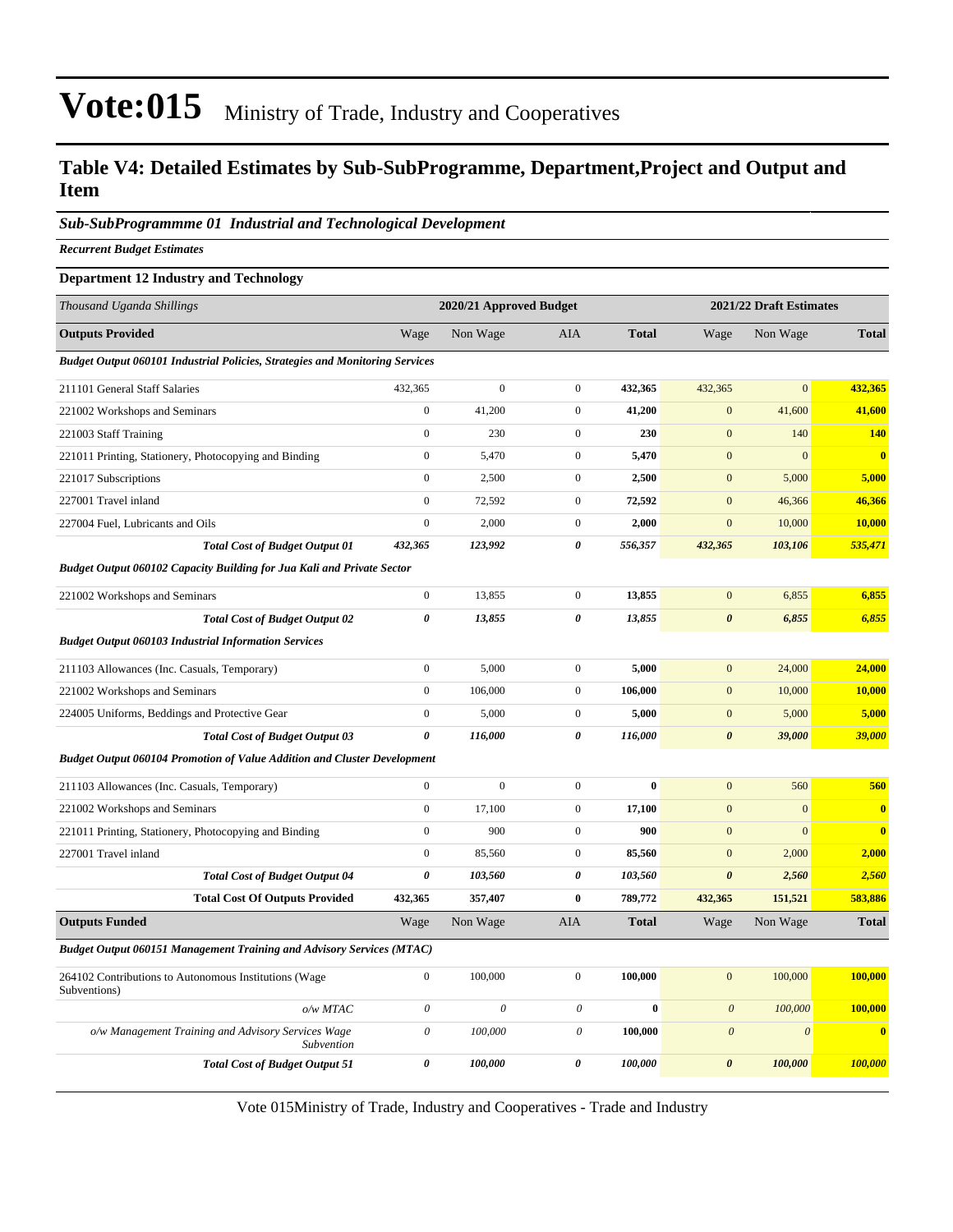# Vote:015 Ministry of Trade, Industry and Cooperatives

## Table V4: Detailed Estimates by Sub-SubProgramme, Department,Project and Output and Item

### *Sub-SubProgrammme 01 Industrial and Technological Development*

***Recurrent Budget Estimates***

**Department 12 Industry and Technology**

| *Thousand Uganda Shillings* | 2020/21 Approved Budget | | | | 2021/22 Draft Estimates | | |
|---|---|---|---|---|---|---|---|
| **Outputs Provided** | Wage | Non Wage | AIA | **Total** | Wage | Non Wage | **Total** |
| ***Budget Output 060101 Industrial Policies, Strategies and Monitoring Services*** | | | | | | | |
| 211101 General Staff Salaries | 432,365 | 0 | 0 | **432,365** | 432,365 | 0 | **432,365** |
| 221002 Workshops and Seminars | 0 | 41,200 | 0 | **41,200** | 0 | 41,600 | **41,600** |
| 221003 Staff Training | 0 | 230 | 0 | **230** | 0 | 140 | **140** |
| 221011 Printing, Stationery, Photocopying and Binding | 0 | 5,470 | 0 | **5,470** | 0 | 0 | **0** |
| 221017 Subscriptions | 0 | 2,500 | 0 | **2,500** | 0 | 5,000 | **5,000** |
| 227001 Travel inland | 0 | 72,592 | 0 | **72,592** | 0 | 46,366 | **46,366** |
| 227004 Fuel, Lubricants and Oils | 0 | 2,000 | 0 | **2,000** | 0 | 10,000 | **10,000** |
| ***Total Cost of Budget Output 01*** | ***432,365*** | ***123,992*** | ***0*** | ***556,357*** | ***432,365*** | ***103,106*** | ***535,471*** |
| ***Budget Output 060102 Capacity Building for Jua Kali and Private Sector*** | | | | | | | |
| 221002 Workshops and Seminars | 0 | 13,855 | 0 | **13,855** | 0 | 6,855 | **6,855** |
| ***Total Cost of Budget Output 02*** | ***0*** | ***13,855*** | ***0*** | ***13,855*** | ***0*** | ***6,855*** | ***6,855*** |
| ***Budget Output 060103 Industrial Information Services*** | | | | | | | |
| 211103 Allowances (Inc. Casuals, Temporary) | 0 | 5,000 | 0 | **5,000** | 0 | 24,000 | **24,000** |
| 221002 Workshops and Seminars | 0 | 106,000 | 0 | **106,000** | 0 | 10,000 | **10,000** |
| 224005 Uniforms, Beddings and Protective Gear | 0 | 5,000 | 0 | **5,000** | 0 | 5,000 | **5,000** |
| ***Total Cost of Budget Output 03*** | ***0*** | ***116,000*** | ***0*** | ***116,000*** | ***0*** | ***39,000*** | ***39,000*** |
| ***Budget Output 060104 Promotion of Value Addition and Cluster Development*** | | | | | | | |
| 211103 Allowances (Inc. Casuals, Temporary) | 0 | 0 | 0 | **0** | 0 | 560 | **560** |
| 221002 Workshops and Seminars | 0 | 17,100 | 0 | **17,100** | 0 | 0 | **0** |
| 221011 Printing, Stationery, Photocopying and Binding | 0 | 900 | 0 | **900** | 0 | 0 | **0** |
| 227001 Travel inland | 0 | 85,560 | 0 | **85,560** | 0 | 2,000 | **2,000** |
| ***Total Cost of Budget Output 04*** | ***0*** | ***103,560*** | ***0*** | ***103,560*** | ***0*** | ***2,560*** | ***2,560*** |
| **Total Cost Of Outputs Provided** | **432,365** | **357,407** | **0** | **789,772** | **432,365** | **151,521** | **583,886** |
| **Outputs Funded** | Wage | Non Wage | AIA | **Total** | Wage | Non Wage | **Total** |
| ***Budget Output 060151 Management Training and Advisory Services (MTAC)*** | | | | | | | |
| 264102 Contributions to Autonomous Institutions (Wage Subventions) | 0 | 100,000 | 0 | **100,000** | 0 | 100,000 | **100,000** |
| *o/w MTAC* | *0* | *0* | *0* | **0** | *0* | *100,000* | **100,000** |
| *o/w Management Training and Advisory Services Wage Subvention* | *0* | *100,000* | *0* | **100,000** | *0* | *0* | **0** |
| ***Total Cost of Budget Output 51*** | ***0*** | ***100,000*** | ***0*** | ***100,000*** | ***0*** | ***100,000*** | ***100,000*** |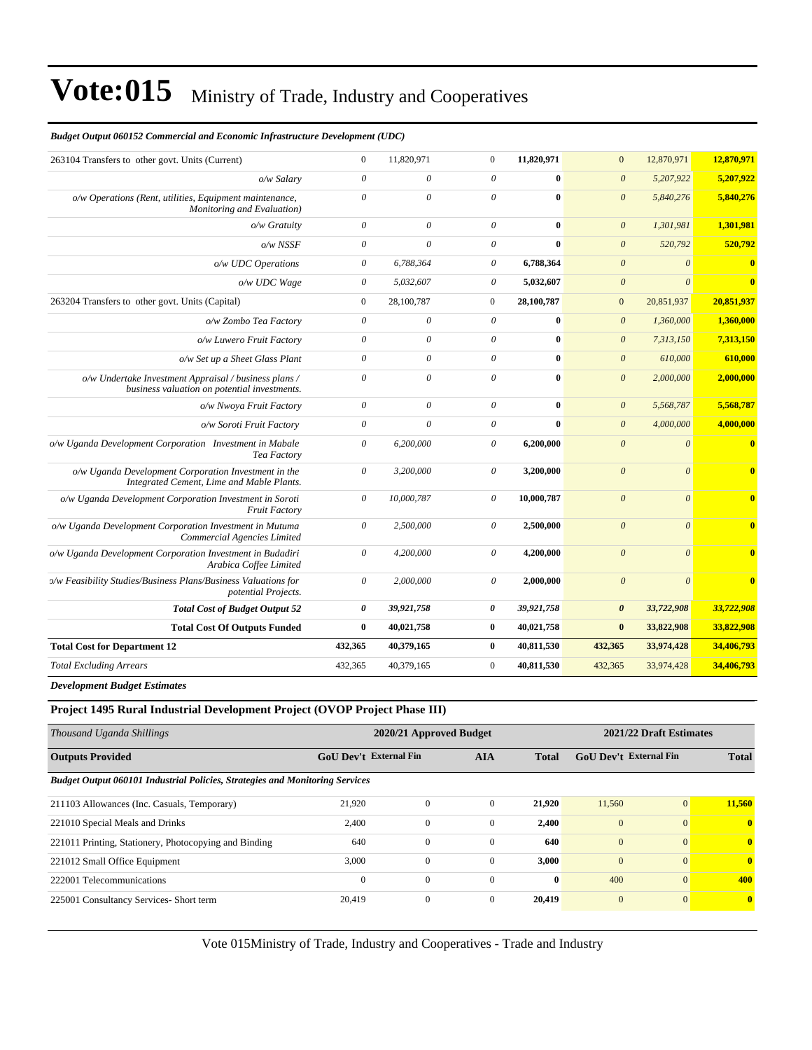# Vote:015 Ministry of Trade, Industry and Cooperatives

***Budget Output 060152 Commercial and Economic Infrastructure Development (UDC)***

| | | | | | | | |
|---|---|---|---|---|---|---|---|
| 263104 Transfers to other govt. Units (Current) | 0 | 11,820,971 | 0 | **11,820,971** | 0 | 12,870,971 | **12,870,971** |
| *o/w Salary* | *0* | *0* | *0* | **0** | *0* | *5,207,922* | **5,207,922** |
| *o/w Operations (Rent, utilities, Equipment maintenance, Monitoring and Evaluation)* | *0* | *0* | *0* | **0** | *0* | *5,840,276* | **5,840,276** |
| *o/w Gratuity* | *0* | *0* | *0* | **0** | *0* | *1,301,981* | **1,301,981** |
| *o/w NSSF* | *0* | *0* | *0* | **0** | *0* | *520,792* | **520,792** |
| *o/w UDC Operations* | *0* | *6,788,364* | *0* | **6,788,364** | *0* | *0* | **0** |
| *o/w UDC Wage* | *0* | *5,032,607* | *0* | **5,032,607** | *0* | *0* | **0** |
| 263204 Transfers to other govt. Units (Capital) | 0 | 28,100,787 | 0 | **28,100,787** | 0 | 20,851,937 | **20,851,937** |
| *o/w Zombo Tea Factory* | *0* | *0* | *0* | **0** | *0* | *1,360,000* | **1,360,000** |
| *o/w Luwero Fruit Factory* | *0* | *0* | *0* | **0** | *0* | *7,313,150* | **7,313,150** |
| *o/w Set up a Sheet Glass Plant* | *0* | *0* | *0* | **0** | *0* | *610,000* | **610,000** |
| *o/w Undertake Investment Appraisal / business plans / business valuation on potential investments.* | *0* | *0* | *0* | **0** | *0* | *2,000,000* | **2,000,000** |
| *o/w Nwoya Fruit Factory* | *0* | *0* | *0* | **0** | *0* | *5,568,787* | **5,568,787** |
| *o/w Soroti Fruit Factory* | *0* | *0* | *0* | **0** | *0* | *4,000,000* | **4,000,000** |
| *o/w Uganda Development Corporation Investment in Mabale Tea Factory* | *0* | *6,200,000* | *0* | **6,200,000** | *0* | *0* | **0** |
| *o/w Uganda Development Corporation Investment in the Integrated Cement, Lime and Mable Plants.* | *0* | *3,200,000* | *0* | **3,200,000** | *0* | *0* | **0** |
| *o/w Uganda Development Corporation Investment in Soroti Fruit Factory* | *0* | *10,000,787* | *0* | **10,000,787** | *0* | *0* | **0** |
| *o/w Uganda Development Corporation Investment in Mutuma Commercial Agencies Limited* | *0* | *2,500,000* | *0* | **2,500,000** | *0* | *0* | **0** |
| *o/w Uganda Development Corporation Investment in Budadiri Arabica Coffee Limited* | *0* | *4,200,000* | *0* | **4,200,000** | *0* | *0* | **0** |
| *o/w Feasibility Studies/Business Plans/Business Valuations for potential Projects.* | *0* | *2,000,000* | *0* | **2,000,000** | *0* | *0* | **0** |
| ***Total Cost of Budget Output 52*** | ***0*** | ***39,921,758*** | ***0*** | ***39,921,758*** | ***0*** | ***33,722,908*** | ***33,722,908*** |
| **Total Cost Of Outputs Funded** | **0** | **40,021,758** | **0** | **40,021,758** | **0** | **33,822,908** | **33,822,908** |
| **Total Cost for Department 12** | **432,365** | **40,379,165** | **0** | **40,811,530** | **432,365** | **33,974,428** | **34,406,793** |
| *Total Excluding Arrears* | 432,365 | 40,379,165 | 0 | **40,811,530** | 432,365 | 33,974,428 | **34,406,793** |

***Development Budget Estimates***

### Project 1495 Rural Industrial Development Project (OVOP Project Phase III)

| *Thousand Uganda Shillings* | 2020/21 Approved Budget | | | | 2021/22 Draft Estimates | | |
|---|---|---|---|---|---|---|---|
| **Outputs Provided** | **GoU Dev't** | **External Fin** | **AIA** | **Total** | **GoU Dev't** | **External Fin** | **Total** |
| ***Budget Output 060101 Industrial Policies, Strategies and Monitoring Services*** | | | | | | | |
| 211103 Allowances (Inc. Casuals, Temporary) | 21,920 | 0 | 0 | **21,920** | 11,560 | 0 | **11,560** |
| 221010 Special Meals and Drinks | 2,400 | 0 | 0 | **2,400** | 0 | 0 | **0** |
| 221011 Printing, Stationery, Photocopying and Binding | 640 | 0 | 0 | **640** | 0 | 0 | **0** |
| 221012 Small Office Equipment | 3,000 | 0 | 0 | **3,000** | 0 | 0 | **0** |
| 222001 Telecommunications | 0 | 0 | 0 | **0** | 400 | 0 | **400** |
| 225001 Consultancy Services- Short term | 20,419 | 0 | 0 | **20,419** | 0 | 0 | **0** |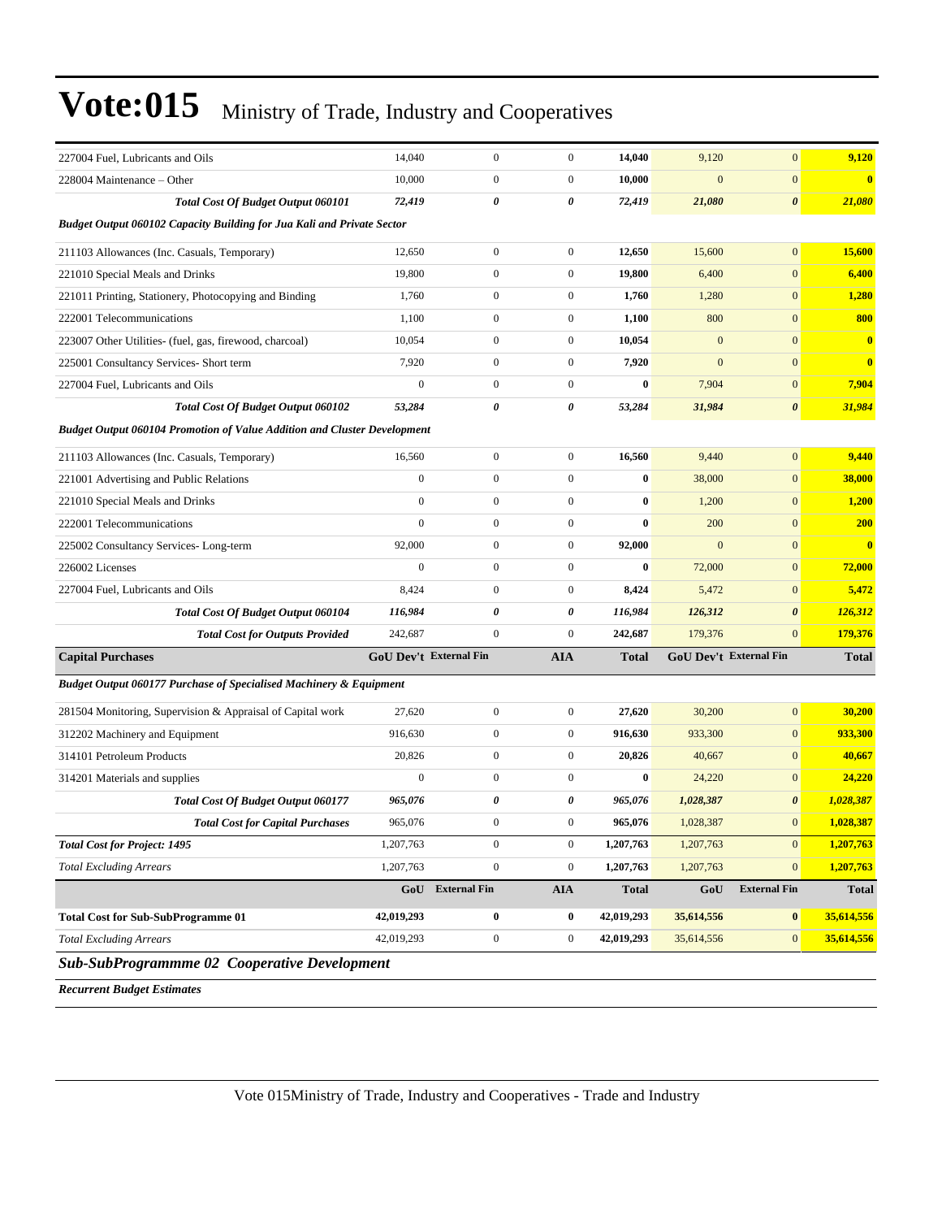# Vote:015 Ministry of Trade, Industry and Cooperatives

| | | | | | | | |
|---|---|---|---|---|---|---|---|
| 227004 Fuel, Lubricants and Oils | 14,040 | 0 | 0 | **14,040** | 9,120 | 0 | **9,120** |
| 228004 Maintenance – Other | 10,000 | 0 | 0 | **10,000** | 0 | 0 | **0** |
| ***Total Cost Of Budget Output 060101*** | ***72,419*** | ***0*** | ***0*** | ***72,419*** | ***21,080*** | ***0*** | ***21,080*** |
| ***Budget Output 060102 Capacity Building for Jua Kali and Private Sector*** | | | | | | | |
| 211103 Allowances (Inc. Casuals, Temporary) | 12,650 | 0 | 0 | **12,650** | 15,600 | 0 | **15,600** |
| 221010 Special Meals and Drinks | 19,800 | 0 | 0 | **19,800** | 6,400 | 0 | **6,400** |
| 221011 Printing, Stationery, Photocopying and Binding | 1,760 | 0 | 0 | **1,760** | 1,280 | 0 | **1,280** |
| 222001 Telecommunications | 1,100 | 0 | 0 | **1,100** | 800 | 0 | **800** |
| 223007 Other Utilities- (fuel, gas, firewood, charcoal) | 10,054 | 0 | 0 | **10,054** | 0 | 0 | **0** |
| 225001 Consultancy Services- Short term | 7,920 | 0 | 0 | **7,920** | 0 | 0 | **0** |
| 227004 Fuel, Lubricants and Oils | 0 | 0 | 0 | **0** | 7,904 | 0 | **7,904** |
| ***Total Cost Of Budget Output 060102*** | ***53,284*** | ***0*** | ***0*** | ***53,284*** | ***31,984*** | ***0*** | ***31,984*** |
| ***Budget Output 060104 Promotion of Value Addition and Cluster Development*** | | | | | | | |
| 211103 Allowances (Inc. Casuals, Temporary) | 16,560 | 0 | 0 | **16,560** | 9,440 | 0 | **9,440** |
| 221001 Advertising and Public Relations | 0 | 0 | 0 | **0** | 38,000 | 0 | **38,000** |
| 221010 Special Meals and Drinks | 0 | 0 | 0 | **0** | 1,200 | 0 | **1,200** |
| 222001 Telecommunications | 0 | 0 | 0 | **0** | 200 | 0 | **200** |
| 225002 Consultancy Services- Long-term | 92,000 | 0 | 0 | **92,000** | 0 | 0 | **0** |
| 226002 Licenses | 0 | 0 | 0 | **0** | 72,000 | 0 | **72,000** |
| 227004 Fuel, Lubricants and Oils | 8,424 | 0 | 0 | **8,424** | 5,472 | 0 | **5,472** |
| ***Total Cost Of Budget Output 060104*** | ***116,984*** | ***0*** | ***0*** | ***116,984*** | ***126,312*** | ***0*** | ***126,312*** |
| ***Total Cost for Outputs Provided*** | 242,687 | 0 | 0 | **242,687** | 179,376 | 0 | **179,376** |
| **Capital Purchases** | **GoU Dev't** | **External Fin** | **AIA** | **Total** | **GoU Dev't** | **External Fin** | **Total** |
| ***Budget Output 060177 Purchase of Specialised Machinery & Equipment*** | | | | | | | |
| 281504 Monitoring, Supervision & Appraisal of Capital work | 27,620 | 0 | 0 | **27,620** | 30,200 | 0 | **30,200** |
| 312202 Machinery and Equipment | 916,630 | 0 | 0 | **916,630** | 933,300 | 0 | **933,300** |
| 314101 Petroleum Products | 20,826 | 0 | 0 | **20,826** | 40,667 | 0 | **40,667** |
| 314201 Materials and supplies | 0 | 0 | 0 | **0** | 24,220 | 0 | **24,220** |
| ***Total Cost Of Budget Output 060177*** | ***965,076*** | ***0*** | ***0*** | ***965,076*** | ***1,028,387*** | ***0*** | ***1,028,387*** |
| ***Total Cost for Capital Purchases*** | 965,076 | 0 | 0 | **965,076** | 1,028,387 | 0 | **1,028,387** |
| ***Total Cost for Project: 1495*** | 1,207,763 | 0 | 0 | **1,207,763** | 1,207,763 | 0 | **1,207,763** |
| *Total Excluding Arrears* | 1,207,763 | 0 | 0 | **1,207,763** | 1,207,763 | 0 | **1,207,763** |
| | **GoU** | **External Fin** | **AIA** | **Total** | **GoU** | **External Fin** | **Total** |
| **Total Cost for Sub-SubProgramme 01** | **42,019,293** | **0** | **0** | **42,019,293** | **35,614,556** | **0** | **35,614,556** |
| *Total Excluding Arrears* | 42,019,293 | 0 | 0 | **42,019,293** | 35,614,556 | 0 | **35,614,556** |

### *Sub-SubProgrammme 02 Cooperative Development*

***Recurrent Budget Estimates***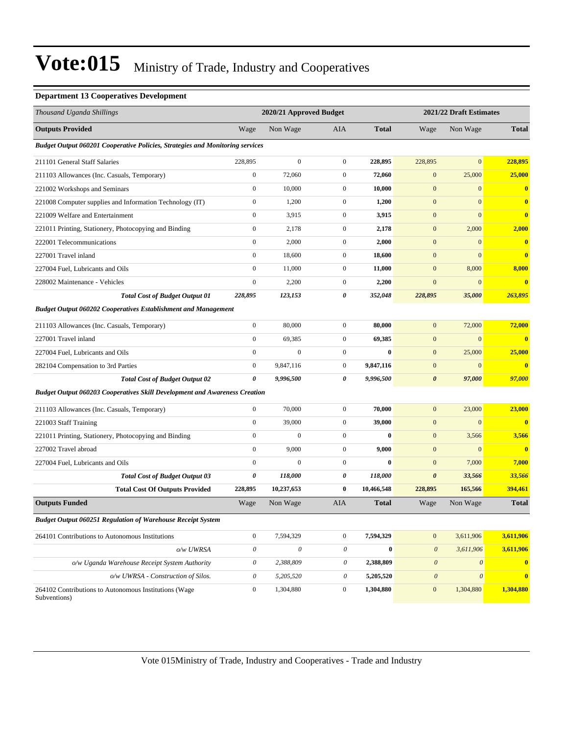# Vote:015 Ministry of Trade, Industry and Cooperatives

**Department 13 Cooperatives Development**

| *Thousand Uganda Shillings* | 2020/21 Approved Budget | | | | 2021/22 Draft Estimates | | |
|---|---|---|---|---|---|---|---|
| **Outputs Provided** | Wage | Non Wage | AIA | **Total** | Wage | Non Wage | **Total** |
| ***Budget Output 060201 Cooperative Policies, Strategies and Monitoring services*** | | | | | | | |
| 211101 General Staff Salaries | 228,895 | 0 | 0 | **228,895** | 228,895 | 0 | **228,895** |
| 211103 Allowances (Inc. Casuals, Temporary) | 0 | 72,060 | 0 | **72,060** | 0 | 25,000 | **25,000** |
| 221002 Workshops and Seminars | 0 | 10,000 | 0 | **10,000** | 0 | 0 | **0** |
| 221008 Computer supplies and Information Technology (IT) | 0 | 1,200 | 0 | **1,200** | 0 | 0 | **0** |
| 221009 Welfare and Entertainment | 0 | 3,915 | 0 | **3,915** | 0 | 0 | **0** |
| 221011 Printing, Stationery, Photocopying and Binding | 0 | 2,178 | 0 | **2,178** | 0 | 2,000 | **2,000** |
| 222001 Telecommunications | 0 | 2,000 | 0 | **2,000** | 0 | 0 | **0** |
| 227001 Travel inland | 0 | 18,600 | 0 | **18,600** | 0 | 0 | **0** |
| 227004 Fuel, Lubricants and Oils | 0 | 11,000 | 0 | **11,000** | 0 | 8,000 | **8,000** |
| 228002 Maintenance - Vehicles | 0 | 2,200 | 0 | **2,200** | 0 | 0 | **0** |
| ***Total Cost of Budget Output 01*** | ***228,895*** | ***123,153*** | ***0*** | ***352,048*** | ***228,895*** | ***35,000*** | ***263,895*** |
| ***Budget Output 060202 Cooperatives Establishment and Management*** | | | | | | | |
| 211103 Allowances (Inc. Casuals, Temporary) | 0 | 80,000 | 0 | **80,000** | 0 | 72,000 | **72,000** |
| 227001 Travel inland | 0 | 69,385 | 0 | **69,385** | 0 | 0 | **0** |
| 227004 Fuel, Lubricants and Oils | 0 | 0 | 0 | **0** | 0 | 25,000 | **25,000** |
| 282104 Compensation to 3rd Parties | 0 | 9,847,116 | 0 | **9,847,116** | 0 | 0 | **0** |
| ***Total Cost of Budget Output 02*** | ***0*** | ***9,996,500*** | ***0*** | ***9,996,500*** | ***0*** | ***97,000*** | ***97,000*** |
| ***Budget Output 060203 Cooperatives Skill Development and Awareness Creation*** | | | | | | | |
| 211103 Allowances (Inc. Casuals, Temporary) | 0 | 70,000 | 0 | **70,000** | 0 | 23,000 | **23,000** |
| 221003 Staff Training | 0 | 39,000 | 0 | **39,000** | 0 | 0 | **0** |
| 221011 Printing, Stationery, Photocopying and Binding | 0 | 0 | 0 | **0** | 0 | 3,566 | **3,566** |
| 227002 Travel abroad | 0 | 9,000 | 0 | **9,000** | 0 | 0 | **0** |
| 227004 Fuel, Lubricants and Oils | 0 | 0 | 0 | **0** | 0 | 7,000 | **7,000** |
| ***Total Cost of Budget Output 03*** | ***0*** | ***118,000*** | ***0*** | ***118,000*** | ***0*** | ***33,566*** | ***33,566*** |
| **Total Cost Of Outputs Provided** | **228,895** | **10,237,653** | **0** | **10,466,548** | **228,895** | **165,566** | **394,461** |
| **Outputs Funded** | Wage | Non Wage | AIA | **Total** | Wage | Non Wage | **Total** |
| ***Budget Output 060251 Regulation of Warehouse Receipt System*** | | | | | | | |
| 264101 Contributions to Autonomous Institutions | 0 | 7,594,329 | 0 | **7,594,329** | 0 | 3,611,906 | **3,611,906** |
| *o/w UWRSA* | *0* | *0* | *0* | **0** | *0* | *3,611,906* | **3,611,906** |
| *o/w Uganda Warehouse Receipt System Authority* | *0* | *2,388,809* | *0* | **2,388,809** | *0* | *0* | **0** |
| *o/w UWRSA - Construction of Silos.* | *0* | *5,205,520* | *0* | **5,205,520** | *0* | *0* | **0** |
| 264102 Contributions to Autonomous Institutions (Wage Subventions) | 0 | 1,304,880 | 0 | **1,304,880** | 0 | 1,304,880 | **1,304,880** |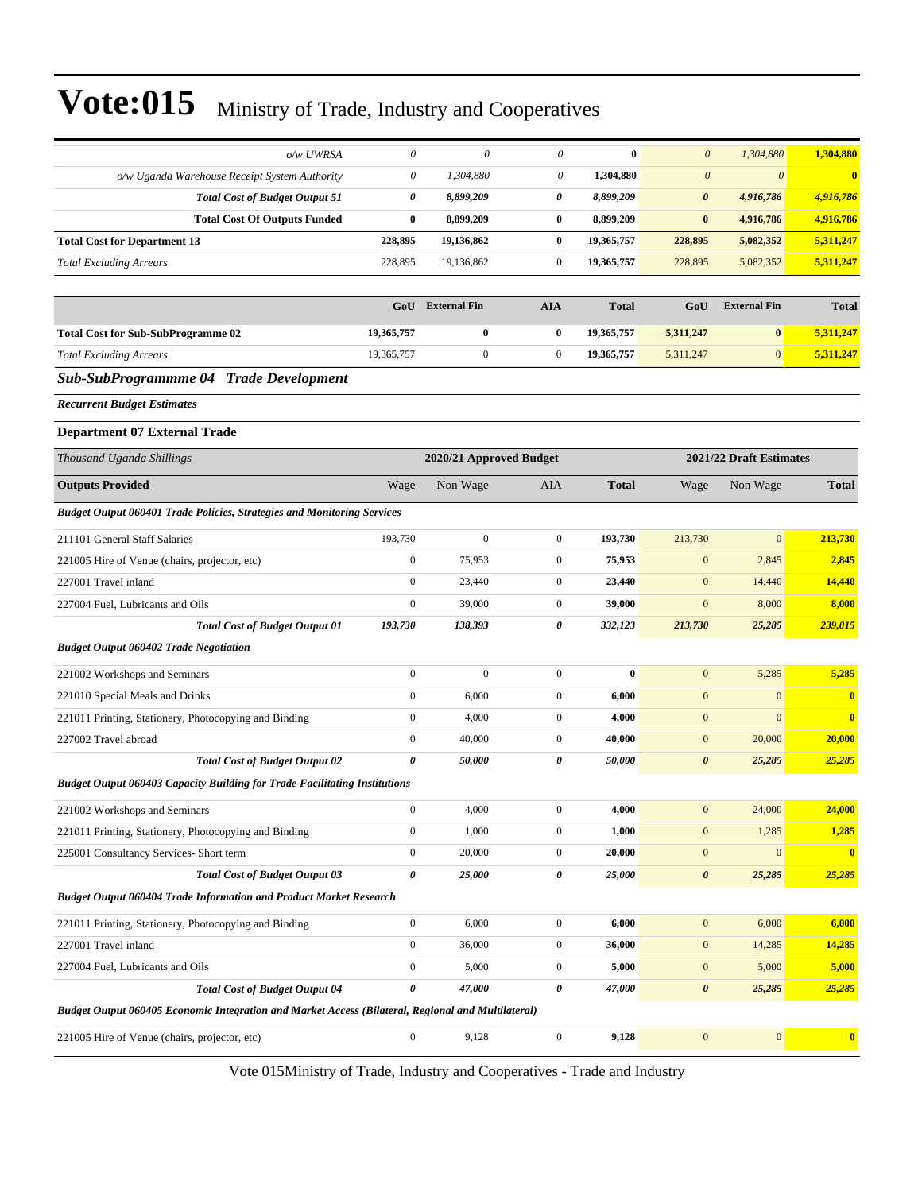| | | | | | | | |
|---|---|---|---|---|---|---|---|
| *o/w UWRSA* | *0* | *0* | *0* | **0** | *0* | *1,304,880* | **1,304,880** |
| *o/w Uganda Warehouse Receipt System Authority* | *0* | *1,304,880* | *0* | **1,304,880** | *0* | *0* | **0** |
| ***Total Cost of Budget Output 51*** | ***0*** | ***8,899,209*** | ***0*** | ***8,899,209*** | ***0*** | ***4,916,786*** | ***4,916,786*** |
| **Total Cost Of Outputs Funded** | **0** | **8,899,209** | **0** | **8,899,209** | **0** | **4,916,786** | **4,916,786** |
| **Total Cost for Department 13** | **228,895** | **19,136,862** | **0** | **19,365,757** | **228,895** | **5,082,352** | **5,311,247** |
| *Total Excluding Arrears* | 228,895 | 19,136,862 | 0 | **19,365,757** | 228,895 | 5,082,352 | **5,311,247** |

| | GoU | External Fin | AIA | Total | GoU | External Fin | Total |
|---|---|---|---|---|---|---|---|
| **Total Cost for Sub-SubProgramme 02** | **19,365,757** | **0** | **0** | **19,365,757** | **5,311,247** | **0** | **5,311,247** |
| *Total Excluding Arrears* | 19,365,757 | 0 | 0 | **19,365,757** | 5,311,247 | 0 | **5,311,247** |

## *Sub-SubProgrammme 04 Trade Development*

***Recurrent Budget Estimates***

### Department 07 External Trade

| *Thousand Uganda Shillings* | 2020/21 Approved Budget | | | | 2021/22 Draft Estimates | | |
|---|---|---|---|---|---|---|---|
| **Outputs Provided** | Wage | Non Wage | AIA | **Total** | Wage | Non Wage | **Total** |
| ***Budget Output 060401 Trade Policies, Strategies and Monitoring Services*** | | | | | | | |
| 211101 General Staff Salaries | 193,730 | 0 | 0 | **193,730** | 213,730 | 0 | **213,730** |
| 221005 Hire of Venue (chairs, projector, etc) | 0 | 75,953 | 0 | **75,953** | 0 | 2,845 | **2,845** |
| 227001 Travel inland | 0 | 23,440 | 0 | **23,440** | 0 | 14,440 | **14,440** |
| 227004 Fuel, Lubricants and Oils | 0 | 39,000 | 0 | **39,000** | 0 | 8,000 | **8,000** |
| ***Total Cost of Budget Output 01*** | ***193,730*** | ***138,393*** | ***0*** | ***332,123*** | ***213,730*** | ***25,285*** | ***239,015*** |
| ***Budget Output 060402 Trade Negotiation*** | | | | | | | |
| 221002 Workshops and Seminars | 0 | 0 | 0 | **0** | 0 | 5,285 | **5,285** |
| 221010 Special Meals and Drinks | 0 | 6,000 | 0 | **6,000** | 0 | 0 | **0** |
| 221011 Printing, Stationery, Photocopying and Binding | 0 | 4,000 | 0 | **4,000** | 0 | 0 | **0** |
| 227002 Travel abroad | 0 | 40,000 | 0 | **40,000** | 0 | 20,000 | **20,000** |
| ***Total Cost of Budget Output 02*** | ***0*** | ***50,000*** | ***0*** | ***50,000*** | ***0*** | ***25,285*** | ***25,285*** |
| ***Budget Output 060403 Capacity Building for Trade Facilitating Institutions*** | | | | | | | |
| 221002 Workshops and Seminars | 0 | 4,000 | 0 | **4,000** | 0 | 24,000 | **24,000** |
| 221011 Printing, Stationery, Photocopying and Binding | 0 | 1,000 | 0 | **1,000** | 0 | 1,285 | **1,285** |
| 225001 Consultancy Services- Short term | 0 | 20,000 | 0 | **20,000** | 0 | 0 | **0** |
| ***Total Cost of Budget Output 03*** | ***0*** | ***25,000*** | ***0*** | ***25,000*** | ***0*** | ***25,285*** | ***25,285*** |
| ***Budget Output 060404 Trade Information and Product Market Research*** | | | | | | | |
| 221011 Printing, Stationery, Photocopying and Binding | 0 | 6,000 | 0 | **6,000** | 0 | 6,000 | **6,000** |
| 227001 Travel inland | 0 | 36,000 | 0 | **36,000** | 0 | 14,285 | **14,285** |
| 227004 Fuel, Lubricants and Oils | 0 | 5,000 | 0 | **5,000** | 0 | 5,000 | **5,000** |
| ***Total Cost of Budget Output 04*** | ***0*** | ***47,000*** | ***0*** | ***47,000*** | ***0*** | ***25,285*** | ***25,285*** |
| ***Budget Output 060405 Economic Integration and Market Access (Bilateral, Regional and Multilateral)*** | | | | | | | |
| 221005 Hire of Venue (chairs, projector, etc) | 0 | 9,128 | 0 | **9,128** | 0 | 0 | **0** |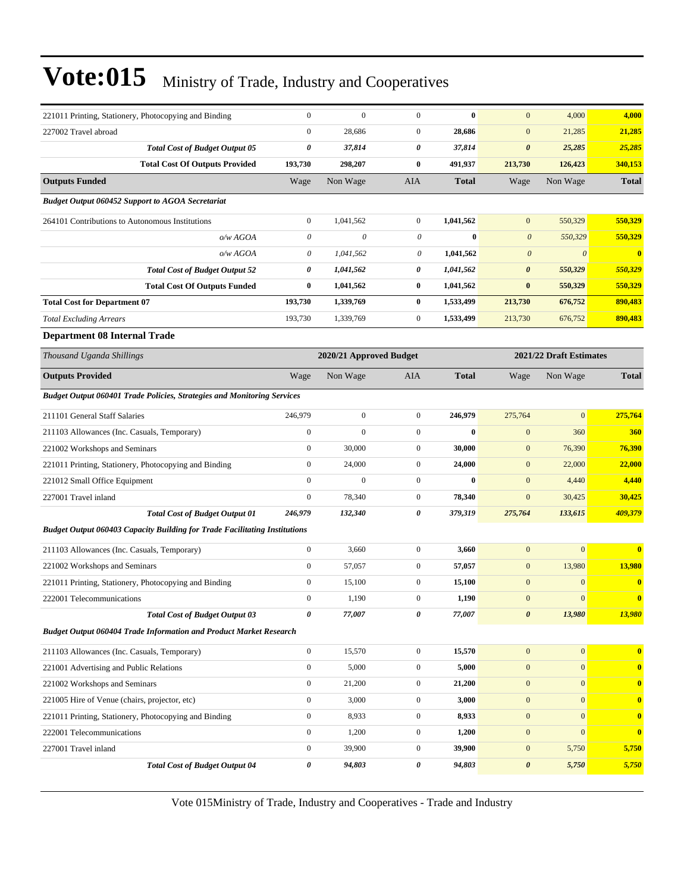| | | | | | | | |
|---|---|---|---|---|---|---|---|
| 221011 Printing, Stationery, Photocopying and Binding | 0 | 0 | 0 | **0** | 0 | 4,000 | **4,000** |
| 227002 Travel abroad | 0 | 28,686 | 0 | **28,686** | 0 | 21,285 | **21,285** |
| ***Total Cost of Budget Output 05*** | ***0*** | ***37,814*** | ***0*** | ***37,814*** | ***0*** | ***25,285*** | ***25,285*** |
| **Total Cost Of Outputs Provided** | **193,730** | **298,207** | **0** | **491,937** | **213,730** | **126,423** | **340,153** |
| **Outputs Funded** | Wage | Non Wage | AIA | **Total** | Wage | Non Wage | **Total** |
| ***Budget Output 060452 Support to AGOA Secretariat*** | | | | | | | |
| 264101 Contributions to Autonomous Institutions | 0 | 1,041,562 | 0 | **1,041,562** | 0 | 550,329 | **550,329** |
| *o/w AGOA* | *0* | *0* | *0* | **0** | *0* | *550,329* | **550,329** |
| *o/w AGOA* | *0* | *1,041,562* | *0* | **1,041,562** | *0* | *0* | **0** |
| ***Total Cost of Budget Output 52*** | ***0*** | ***1,041,562*** | ***0*** | ***1,041,562*** | ***0*** | ***550,329*** | ***550,329*** |
| **Total Cost Of Outputs Funded** | **0** | **1,041,562** | **0** | **1,041,562** | **0** | **550,329** | **550,329** |
| **Total Cost for Department 07** | **193,730** | **1,339,769** | **0** | **1,533,499** | **213,730** | **676,752** | **890,483** |
| *Total Excluding Arrears* | 193,730 | 1,339,769 | 0 | **1,533,499** | 213,730 | 676,752 | **890,483** |

**Department 08 Internal Trade**

| *Thousand Uganda Shillings* | 2020/21 Approved Budget | | | | 2021/22 Draft Estimates | | |
|---|---|---|---|---|---|---|---|
| **Outputs Provided** | Wage | Non Wage | AIA | **Total** | Wage | Non Wage | **Total** |
| ***Budget Output 060401 Trade Policies, Strategies and Monitoring Services*** | | | | | | | |
| 211101 General Staff Salaries | 246,979 | 0 | 0 | **246,979** | 275,764 | 0 | **275,764** |
| 211103 Allowances (Inc. Casuals, Temporary) | 0 | 0 | 0 | **0** | 0 | 360 | **360** |
| 221002 Workshops and Seminars | 0 | 30,000 | 0 | **30,000** | 0 | 76,390 | **76,390** |
| 221011 Printing, Stationery, Photocopying and Binding | 0 | 24,000 | 0 | **24,000** | 0 | 22,000 | **22,000** |
| 221012 Small Office Equipment | 0 | 0 | 0 | **0** | 0 | 4,440 | **4,440** |
| 227001 Travel inland | 0 | 78,340 | 0 | **78,340** | 0 | 30,425 | **30,425** |
| ***Total Cost of Budget Output 01*** | ***246,979*** | ***132,340*** | ***0*** | ***379,319*** | ***275,764*** | ***133,615*** | ***409,379*** |
| ***Budget Output 060403 Capacity Building for Trade Facilitating Institutions*** | | | | | | | |
| 211103 Allowances (Inc. Casuals, Temporary) | 0 | 3,660 | 0 | **3,660** | 0 | 0 | **0** |
| 221002 Workshops and Seminars | 0 | 57,057 | 0 | **57,057** | 0 | 13,980 | **13,980** |
| 221011 Printing, Stationery, Photocopying and Binding | 0 | 15,100 | 0 | **15,100** | 0 | 0 | **0** |
| 222001 Telecommunications | 0 | 1,190 | 0 | **1,190** | 0 | 0 | **0** |
| ***Total Cost of Budget Output 03*** | ***0*** | ***77,007*** | ***0*** | ***77,007*** | ***0*** | ***13,980*** | ***13,980*** |
| ***Budget Output 060404 Trade Information and Product Market Research*** | | | | | | | |
| 211103 Allowances (Inc. Casuals, Temporary) | 0 | 15,570 | 0 | **15,570** | 0 | 0 | **0** |
| 221001 Advertising and Public Relations | 0 | 5,000 | 0 | **5,000** | 0 | 0 | **0** |
| 221002 Workshops and Seminars | 0 | 21,200 | 0 | **21,200** | 0 | 0 | **0** |
| 221005 Hire of Venue (chairs, projector, etc) | 0 | 3,000 | 0 | **3,000** | 0 | 0 | **0** |
| 221011 Printing, Stationery, Photocopying and Binding | 0 | 8,933 | 0 | **8,933** | 0 | 0 | **0** |
| 222001 Telecommunications | 0 | 1,200 | 0 | **1,200** | 0 | 0 | **0** |
| 227001 Travel inland | 0 | 39,900 | 0 | **39,900** | 0 | 5,750 | **5,750** |
| ***Total Cost of Budget Output 04*** | ***0*** | ***94,803*** | ***0*** | ***94,803*** | ***0*** | ***5,750*** | ***5,750*** |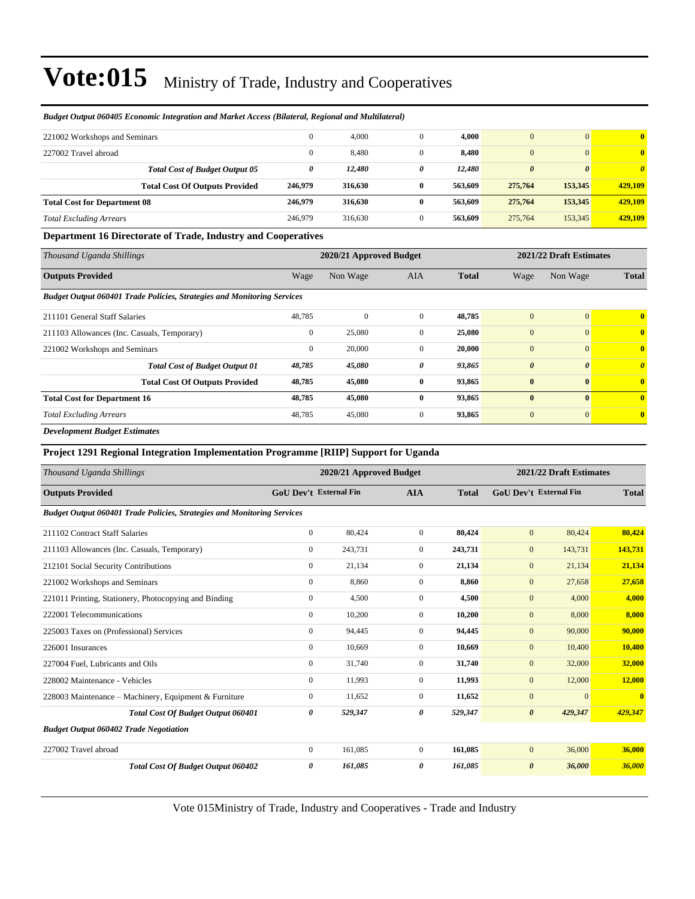# Vote:015 Ministry of Trade, Industry and Cooperatives

*Budget Output 060405 Economic Integration and Market Access (Bilateral, Regional and Multilateral)*

| | | | | | | | |
|---|---|---|---|---|---|---|---|
| 221002 Workshops and Seminars | 0 | 4,000 | 0 | **4,000** | 0 | 0 | **0** |
| 227002 Travel abroad | 0 | 8,480 | 0 | **8,480** | 0 | 0 | **0** |
| ***Total Cost of Budget Output 05*** | ***0*** | ***12,480*** | ***0*** | ***12,480*** | ***0*** | ***0*** | ***0*** |
| **Total Cost Of Outputs Provided** | **246,979** | **316,630** | **0** | **563,609** | **275,764** | **153,345** | **429,109** |
| **Total Cost for Department 08** | **246,979** | **316,630** | **0** | **563,609** | **275,764** | **153,345** | **429,109** |
| *Total Excluding Arrears* | 246,979 | 316,630 | 0 | **563,609** | 275,764 | 153,345 | **429,109** |

### Department 16 Directorate of Trade, Industry and Cooperatives

| *Thousand Uganda Shillings* | 2020/21 Approved Budget | | | | 2021/22 Draft Estimates | | |
|---|---|---|---|---|---|---|---|
| **Outputs Provided** | Wage | Non Wage | AIA | **Total** | Wage | Non Wage | **Total** |
| ***Budget Output 060401 Trade Policies, Strategies and Monitoring Services*** | | | | | | | |
| 211101 General Staff Salaries | 48,785 | 0 | 0 | **48,785** | 0 | 0 | **0** |
| 211103 Allowances (Inc. Casuals, Temporary) | 0 | 25,080 | 0 | **25,080** | 0 | 0 | **0** |
| 221002 Workshops and Seminars | 0 | 20,000 | 0 | **20,000** | 0 | 0 | **0** |
| ***Total Cost of Budget Output 01*** | ***48,785*** | ***45,080*** | ***0*** | ***93,865*** | ***0*** | ***0*** | ***0*** |
| **Total Cost Of Outputs Provided** | **48,785** | **45,080** | **0** | **93,865** | **0** | **0** | **0** |
| **Total Cost for Department 16** | **48,785** | **45,080** | **0** | **93,865** | **0** | **0** | **0** |
| *Total Excluding Arrears* | 48,785 | 45,080 | 0 | **93,865** | 0 | 0 | **0** |

***Development Budget Estimates***

### Project 1291 Regional Integration Implementation Programme [RIIP] Support for Uganda

| *Thousand Uganda Shillings* | 2020/21 Approved Budget | | | | 2021/22 Draft Estimates | | |
|---|---|---|---|---|---|---|---|
| **Outputs Provided** | **GoU Dev't** | **External Fin** | **AIA** | **Total** | **GoU Dev't** | **External Fin** | **Total** |
| ***Budget Output 060401 Trade Policies, Strategies and Monitoring Services*** | | | | | | | |
| 211102 Contract Staff Salaries | 0 | 80,424 | 0 | **80,424** | 0 | 80,424 | **80,424** |
| 211103 Allowances (Inc. Casuals, Temporary) | 0 | 243,731 | 0 | **243,731** | 0 | 143,731 | **143,731** |
| 212101 Social Security Contributions | 0 | 21,134 | 0 | **21,134** | 0 | 21,134 | **21,134** |
| 221002 Workshops and Seminars | 0 | 8,860 | 0 | **8,860** | 0 | 27,658 | **27,658** |
| 221011 Printing, Stationery, Photocopying and Binding | 0 | 4,500 | 0 | **4,500** | 0 | 4,000 | **4,000** |
| 222001 Telecommunications | 0 | 10,200 | 0 | **10,200** | 0 | 8,000 | **8,000** |
| 225003 Taxes on (Professional) Services | 0 | 94,445 | 0 | **94,445** | 0 | 90,000 | **90,000** |
| 226001 Insurances | 0 | 10,669 | 0 | **10,669** | 0 | 10,400 | **10,400** |
| 227004 Fuel, Lubricants and Oils | 0 | 31,740 | 0 | **31,740** | 0 | 32,000 | **32,000** |
| 228002 Maintenance - Vehicles | 0 | 11,993 | 0 | **11,993** | 0 | 12,000 | **12,000** |
| 228003 Maintenance – Machinery, Equipment & Furniture | 0 | 11,652 | 0 | **11,652** | 0 | 0 | **0** |
| ***Total Cost Of Budget Output 060401*** | ***0*** | ***529,347*** | ***0*** | ***529,347*** | ***0*** | ***429,347*** | ***429,347*** |
| ***Budget Output 060402 Trade Negotiation*** | | | | | | | |
| 227002 Travel abroad | 0 | 161,085 | 0 | **161,085** | 0 | 36,000 | **36,000** |
| ***Total Cost Of Budget Output 060402*** | ***0*** | ***161,085*** | ***0*** | ***161,085*** | ***0*** | ***36,000*** | ***36,000*** |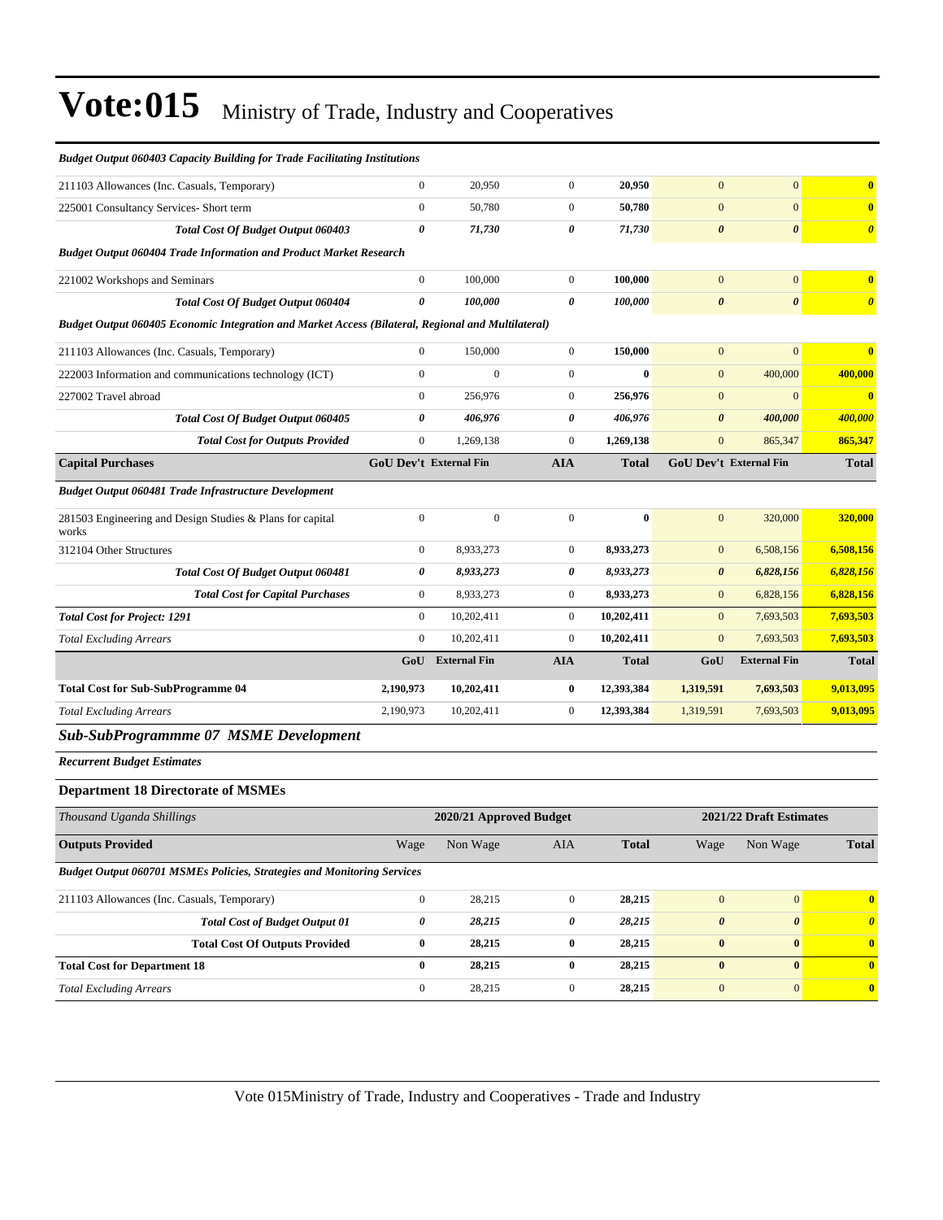# Vote:015 Ministry of Trade, Industry and Cooperatives

| | | | | | | | |
|---|---|---|---|---|---|---|---|
| ***Budget Output 060403 Capacity Building for Trade Facilitating Institutions*** | | | | | | | |
| 211103 Allowances (Inc. Casuals, Temporary) | 0 | 20,950 | 0 | **20,950** | 0 | 0 | **0** |
| 225001 Consultancy Services- Short term | 0 | 50,780 | 0 | **50,780** | 0 | 0 | **0** |
| ***Total Cost Of Budget Output 060403*** | ***0*** | ***71,730*** | ***0*** | ***71,730*** | ***0*** | ***0*** | ***0*** |
| ***Budget Output 060404 Trade Information and Product Market Research*** | | | | | | | |
| 221002 Workshops and Seminars | 0 | 100,000 | 0 | **100,000** | 0 | 0 | **0** |
| ***Total Cost Of Budget Output 060404*** | ***0*** | ***100,000*** | ***0*** | ***100,000*** | ***0*** | ***0*** | ***0*** |
| ***Budget Output 060405 Economic Integration and Market Access (Bilateral, Regional and Multilateral)*** | | | | | | | |
| 211103 Allowances (Inc. Casuals, Temporary) | 0 | 150,000 | 0 | **150,000** | 0 | 0 | **0** |
| 222003 Information and communications technology (ICT) | 0 | 0 | 0 | **0** | 0 | 400,000 | **400,000** |
| 227002 Travel abroad | 0 | 256,976 | 0 | **256,976** | 0 | 0 | **0** |
| ***Total Cost Of Budget Output 060405*** | ***0*** | ***406,976*** | ***0*** | ***406,976*** | ***0*** | ***400,000*** | ***400,000*** |
| ***Total Cost for Outputs Provided*** | 0 | 1,269,138 | 0 | **1,269,138** | 0 | 865,347 | **865,347** |
| **Capital Purchases** | **GoU Dev't** | **External Fin** | **AIA** | **Total** | **GoU Dev't** | **External Fin** | **Total** |
| ***Budget Output 060481 Trade Infrastructure Development*** | | | | | | | |
| 281503 Engineering and Design Studies & Plans for capital works | 0 | 0 | 0 | **0** | 0 | 320,000 | **320,000** |
| 312104 Other Structures | 0 | 8,933,273 | 0 | **8,933,273** | 0 | 6,508,156 | **6,508,156** |
| ***Total Cost Of Budget Output 060481*** | ***0*** | ***8,933,273*** | ***0*** | ***8,933,273*** | ***0*** | ***6,828,156*** | ***6,828,156*** |
| ***Total Cost for Capital Purchases*** | 0 | 8,933,273 | 0 | **8,933,273** | 0 | 6,828,156 | **6,828,156** |
| ***Total Cost for Project: 1291*** | 0 | 10,202,411 | 0 | **10,202,411** | 0 | 7,693,503 | **7,693,503** |
| *Total Excluding Arrears* | 0 | 10,202,411 | 0 | **10,202,411** | 0 | 7,693,503 | **7,693,503** |
| | **GoU** | **External Fin** | **AIA** | **Total** | **GoU** | **External Fin** | **Total** |
| **Total Cost for Sub-SubProgramme 04** | **2,190,973** | **10,202,411** | **0** | **12,393,384** | **1,319,591** | **7,693,503** | **9,013,095** |
| *Total Excluding Arrears* | 2,190,973 | 10,202,411 | 0 | **12,393,384** | 1,319,591 | 7,693,503 | **9,013,095** |

## *Sub-SubProgrammme 07 MSME Development*

***Recurrent Budget Estimates***

### Department 18 Directorate of MSMEs

| *Thousand Uganda Shillings* | 2020/21 Approved Budget | | | | 2021/22 Draft Estimates | | |
|---|---|---|---|---|---|---|---|
| **Outputs Provided** | Wage | Non Wage | AIA | **Total** | Wage | Non Wage | **Total** |
| ***Budget Output 060701 MSMEs Policies, Strategies and Monitoring Services*** | | | | | | | |
| 211103 Allowances (Inc. Casuals, Temporary) | 0 | 28,215 | 0 | **28,215** | 0 | 0 | **0** |
| ***Total Cost of Budget Output 01*** | ***0*** | ***28,215*** | ***0*** | ***28,215*** | ***0*** | ***0*** | ***0*** |
| **Total Cost Of Outputs Provided** | **0** | **28,215** | **0** | **28,215** | **0** | **0** | **0** |
| **Total Cost for Department 18** | **0** | **28,215** | **0** | **28,215** | **0** | **0** | **0** |
| *Total Excluding Arrears* | 0 | 28,215 | 0 | **28,215** | 0 | 0 | **0** |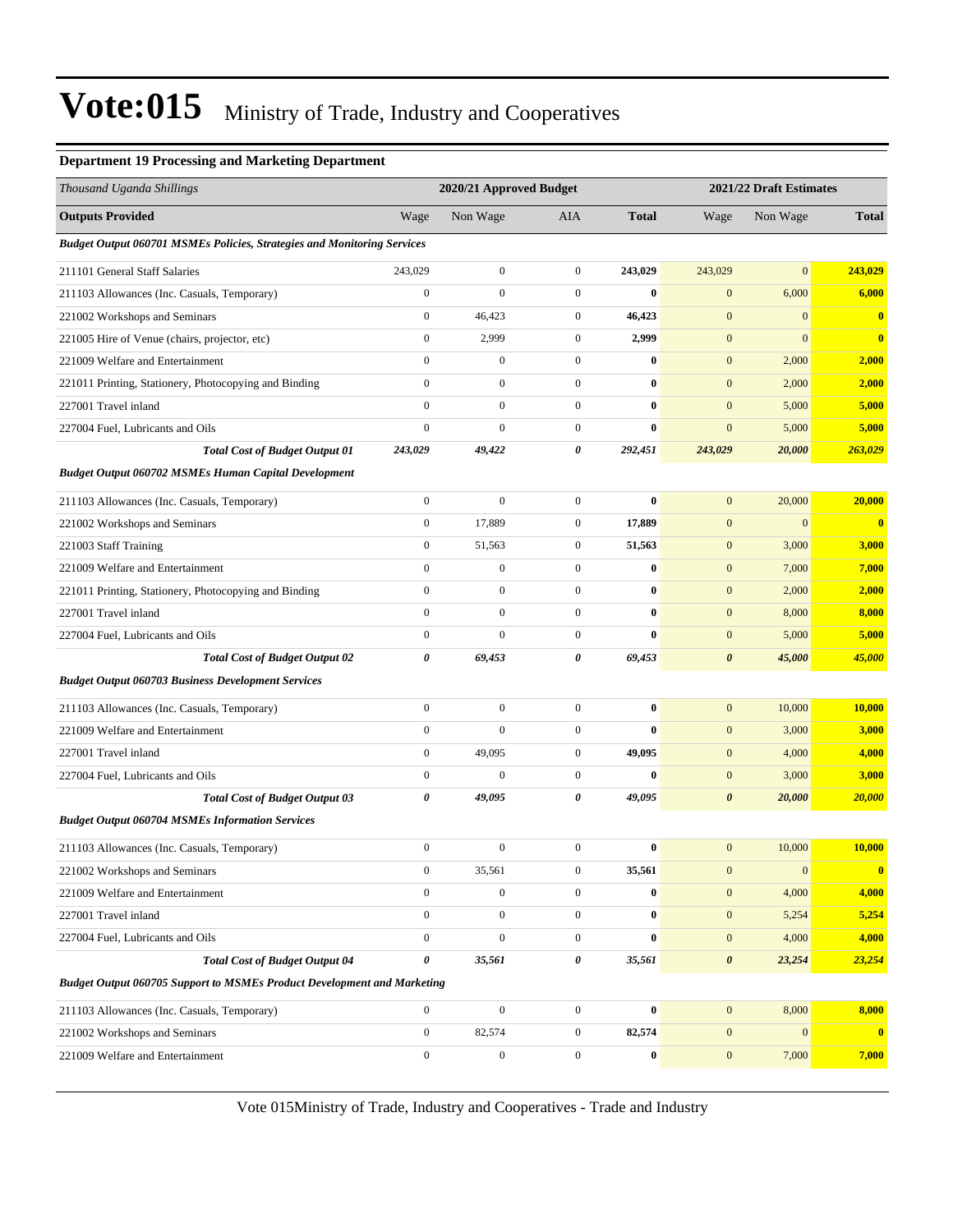# Vote:015 Ministry of Trade, Industry and Cooperatives

### Department 19 Processing and Marketing Department

| *Thousand Uganda Shillings* | 2020/21 Approved Budget | | | | 2021/22 Draft Estimates | | |
|---|---|---|---|---|---|---|---|
| **Outputs Provided** | Wage | Non Wage | AIA | **Total** | Wage | Non Wage | **Total** |
| ***Budget Output 060701 MSMEs Policies, Strategies and Monitoring Services*** | | | | | | | |
| 211101 General Staff Salaries | 243,029 | 0 | 0 | **243,029** | 243,029 | 0 | **243,029** |
| 211103 Allowances (Inc. Casuals, Temporary) | 0 | 0 | 0 | **0** | 0 | 6,000 | **6,000** |
| 221002 Workshops and Seminars | 0 | 46,423 | 0 | **46,423** | 0 | 0 | **0** |
| 221005 Hire of Venue (chairs, projector, etc) | 0 | 2,999 | 0 | **2,999** | 0 | 0 | **0** |
| 221009 Welfare and Entertainment | 0 | 0 | 0 | **0** | 0 | 2,000 | **2,000** |
| 221011 Printing, Stationery, Photocopying and Binding | 0 | 0 | 0 | **0** | 0 | 2,000 | **2,000** |
| 227001 Travel inland | 0 | 0 | 0 | **0** | 0 | 5,000 | **5,000** |
| 227004 Fuel, Lubricants and Oils | 0 | 0 | 0 | **0** | 0 | 5,000 | **5,000** |
| ***Total Cost of Budget Output 01*** | ***243,029*** | ***49,422*** | ***0*** | ***292,451*** | ***243,029*** | ***20,000*** | ***263,029*** |
| ***Budget Output 060702 MSMEs Human Capital Development*** | | | | | | | |
| 211103 Allowances (Inc. Casuals, Temporary) | 0 | 0 | 0 | **0** | 0 | 20,000 | **20,000** |
| 221002 Workshops and Seminars | 0 | 17,889 | 0 | **17,889** | 0 | 0 | **0** |
| 221003 Staff Training | 0 | 51,563 | 0 | **51,563** | 0 | 3,000 | **3,000** |
| 221009 Welfare and Entertainment | 0 | 0 | 0 | **0** | 0 | 7,000 | **7,000** |
| 221011 Printing, Stationery, Photocopying and Binding | 0 | 0 | 0 | **0** | 0 | 2,000 | **2,000** |
| 227001 Travel inland | 0 | 0 | 0 | **0** | 0 | 8,000 | **8,000** |
| 227004 Fuel, Lubricants and Oils | 0 | 0 | 0 | **0** | 0 | 5,000 | **5,000** |
| ***Total Cost of Budget Output 02*** | ***0*** | ***69,453*** | ***0*** | ***69,453*** | ***0*** | ***45,000*** | ***45,000*** |
| ***Budget Output 060703 Business Development Services*** | | | | | | | |
| 211103 Allowances (Inc. Casuals, Temporary) | 0 | 0 | 0 | **0** | 0 | 10,000 | **10,000** |
| 221009 Welfare and Entertainment | 0 | 0 | 0 | **0** | 0 | 3,000 | **3,000** |
| 227001 Travel inland | 0 | 49,095 | 0 | **49,095** | 0 | 4,000 | **4,000** |
| 227004 Fuel, Lubricants and Oils | 0 | 0 | 0 | **0** | 0 | 3,000 | **3,000** |
| ***Total Cost of Budget Output 03*** | ***0*** | ***49,095*** | ***0*** | ***49,095*** | ***0*** | ***20,000*** | ***20,000*** |
| ***Budget Output 060704 MSMEs Information Services*** | | | | | | | |
| 211103 Allowances (Inc. Casuals, Temporary) | 0 | 0 | 0 | **0** | 0 | 10,000 | **10,000** |
| 221002 Workshops and Seminars | 0 | 35,561 | 0 | **35,561** | 0 | 0 | **0** |
| 221009 Welfare and Entertainment | 0 | 0 | 0 | **0** | 0 | 4,000 | **4,000** |
| 227001 Travel inland | 0 | 0 | 0 | **0** | 0 | 5,254 | **5,254** |
| 227004 Fuel, Lubricants and Oils | 0 | 0 | 0 | **0** | 0 | 4,000 | **4,000** |
| ***Total Cost of Budget Output 04*** | ***0*** | ***35,561*** | ***0*** | ***35,561*** | ***0*** | ***23,254*** | ***23,254*** |
| ***Budget Output 060705 Support to MSMEs Product Development and Marketing*** | | | | | | | |
| 211103 Allowances (Inc. Casuals, Temporary) | 0 | 0 | 0 | **0** | 0 | 8,000 | **8,000** |
| 221002 Workshops and Seminars | 0 | 82,574 | 0 | **82,574** | 0 | 0 | **0** |
| 221009 Welfare and Entertainment | 0 | 0 | 0 | **0** | 0 | 7,000 | **7,000** |

Vote 015Ministry of Trade, Industry and Cooperatives - Trade and Industry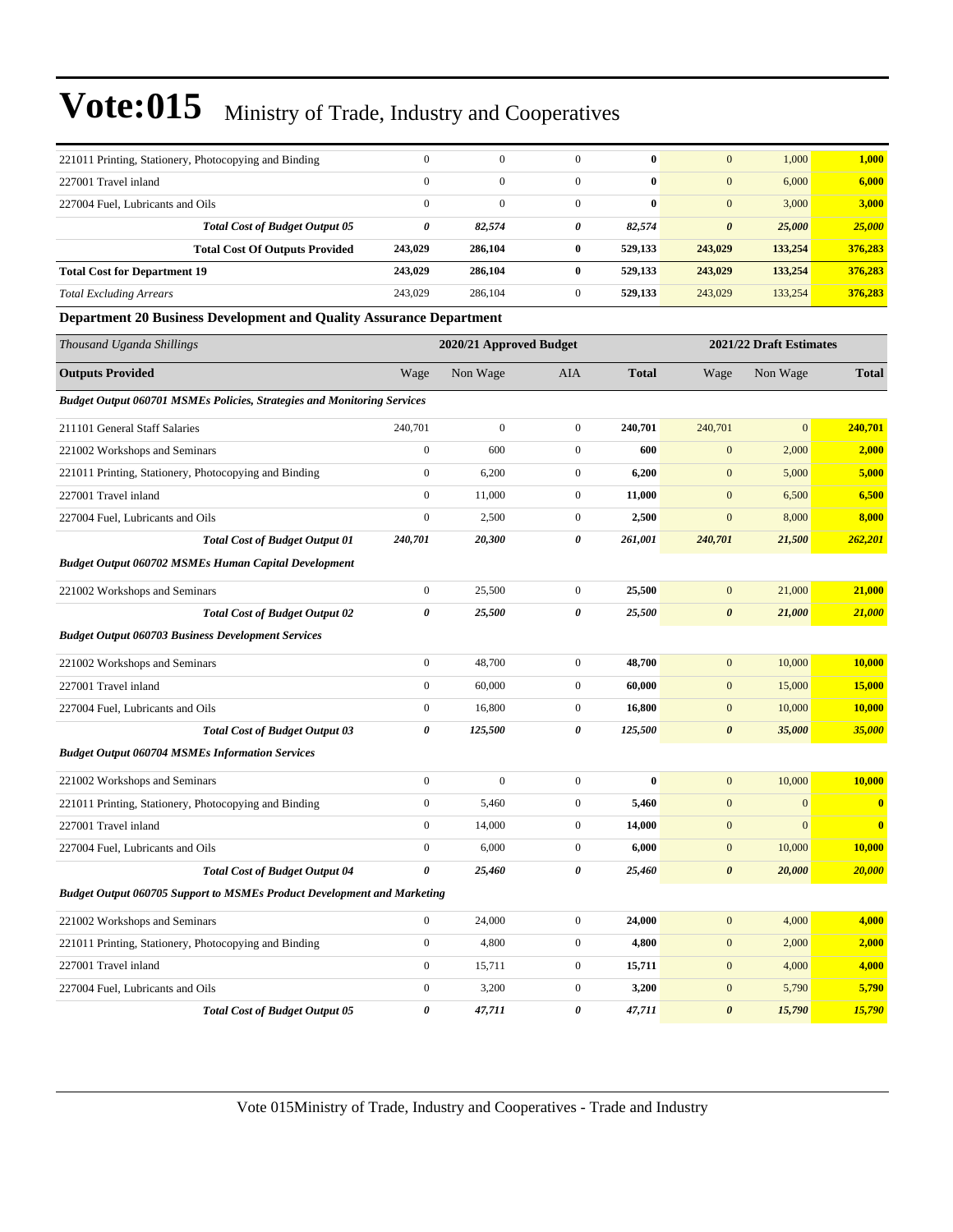# Vote:015 Ministry of Trade, Industry and Cooperatives

| | | | | | | | |
|---|---|---|---|---|---|---|---|
| 221011 Printing, Stationery, Photocopying and Binding | 0 | 0 | 0 | **0** | 0 | 1,000 | **1,000** |
| 227001 Travel inland | 0 | 0 | 0 | **0** | 0 | 6,000 | **6,000** |
| 227004 Fuel, Lubricants and Oils | 0 | 0 | 0 | **0** | 0 | 3,000 | **3,000** |
| ***Total Cost of Budget Output 05*** | ***0*** | ***82,574*** | ***0*** | ***82,574*** | ***0*** | ***25,000*** | ***25,000*** |
| **Total Cost Of Outputs Provided** | **243,029** | **286,104** | **0** | **529,133** | **243,029** | **133,254** | **376,283** |
| **Total Cost for Department 19** | **243,029** | **286,104** | **0** | **529,133** | **243,029** | **133,254** | **376,283** |
| *Total Excluding Arrears* | 243,029 | 286,104 | 0 | **529,133** | 243,029 | 133,254 | **376,283** |

**Department 20 Business Development and Quality Assurance Department**

| *Thousand Uganda Shillings* | 2020/21 Approved Budget | | | | 2021/22 Draft Estimates | | |
|---|---|---|---|---|---|---|---|
| **Outputs Provided** | Wage | Non Wage | AIA | **Total** | Wage | Non Wage | **Total** |
| ***Budget Output 060701 MSMEs Policies, Strategies and Monitoring Services*** | | | | | | | |
| 211101 General Staff Salaries | 240,701 | 0 | 0 | **240,701** | 240,701 | 0 | **240,701** |
| 221002 Workshops and Seminars | 0 | 600 | 0 | **600** | 0 | 2,000 | **2,000** |
| 221011 Printing, Stationery, Photocopying and Binding | 0 | 6,200 | 0 | **6,200** | 0 | 5,000 | **5,000** |
| 227001 Travel inland | 0 | 11,000 | 0 | **11,000** | 0 | 6,500 | **6,500** |
| 227004 Fuel, Lubricants and Oils | 0 | 2,500 | 0 | **2,500** | 0 | 8,000 | **8,000** |
| ***Total Cost of Budget Output 01*** | ***240,701*** | ***20,300*** | ***0*** | ***261,001*** | ***240,701*** | ***21,500*** | ***262,201*** |
| ***Budget Output 060702 MSMEs Human Capital Development*** | | | | | | | |
| 221002 Workshops and Seminars | 0 | 25,500 | 0 | **25,500** | 0 | 21,000 | **21,000** |
| ***Total Cost of Budget Output 02*** | ***0*** | ***25,500*** | ***0*** | ***25,500*** | ***0*** | ***21,000*** | ***21,000*** |
| ***Budget Output 060703 Business Development Services*** | | | | | | | |
| 221002 Workshops and Seminars | 0 | 48,700 | 0 | **48,700** | 0 | 10,000 | **10,000** |
| 227001 Travel inland | 0 | 60,000 | 0 | **60,000** | 0 | 15,000 | **15,000** |
| 227004 Fuel, Lubricants and Oils | 0 | 16,800 | 0 | **16,800** | 0 | 10,000 | **10,000** |
| ***Total Cost of Budget Output 03*** | ***0*** | ***125,500*** | ***0*** | ***125,500*** | ***0*** | ***35,000*** | ***35,000*** |
| ***Budget Output 060704 MSMEs Information Services*** | | | | | | | |
| 221002 Workshops and Seminars | 0 | 0 | 0 | **0** | 0 | 10,000 | **10,000** |
| 221011 Printing, Stationery, Photocopying and Binding | 0 | 5,460 | 0 | **5,460** | 0 | 0 | **0** |
| 227001 Travel inland | 0 | 14,000 | 0 | **14,000** | 0 | 0 | **0** |
| 227004 Fuel, Lubricants and Oils | 0 | 6,000 | 0 | **6,000** | 0 | 10,000 | **10,000** |
| ***Total Cost of Budget Output 04*** | ***0*** | ***25,460*** | ***0*** | ***25,460*** | ***0*** | ***20,000*** | ***20,000*** |
| ***Budget Output 060705 Support to MSMEs Product Development and Marketing*** | | | | | | | |
| 221002 Workshops and Seminars | 0 | 24,000 | 0 | **24,000** | 0 | 4,000 | **4,000** |
| 221011 Printing, Stationery, Photocopying and Binding | 0 | 4,800 | 0 | **4,800** | 0 | 2,000 | **2,000** |
| 227001 Travel inland | 0 | 15,711 | 0 | **15,711** | 0 | 4,000 | **4,000** |
| 227004 Fuel, Lubricants and Oils | 0 | 3,200 | 0 | **3,200** | 0 | 5,790 | **5,790** |
| ***Total Cost of Budget Output 05*** | ***0*** | ***47,711*** | ***0*** | ***47,711*** | ***0*** | ***15,790*** | ***15,790*** |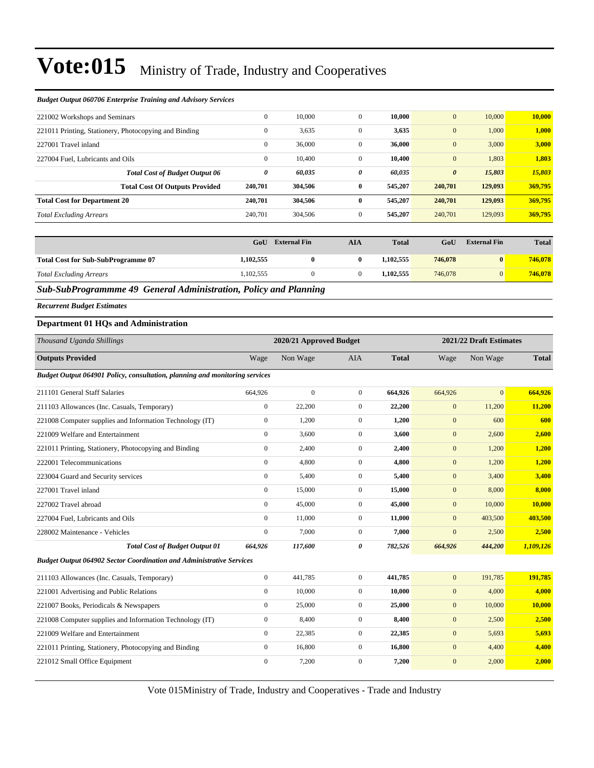# Vote:015 Ministry of Trade, Industry and Cooperatives

*Budget Output 060706 Enterprise Training and Advisory Services*

| | | | | | | | |
|---|---|---|---|---|---|---|---|
| 221002 Workshops and Seminars | 0 | 10,000 | 0 | **10,000** | 0 | 10,000 | **10,000** |
| 221011 Printing, Stationery, Photocopying and Binding | 0 | 3,635 | 0 | **3,635** | 0 | 1,000 | **1,000** |
| 227001 Travel inland | 0 | 36,000 | 0 | **36,000** | 0 | 3,000 | **3,000** |
| 227004 Fuel, Lubricants and Oils | 0 | 10,400 | 0 | **10,400** | 0 | 1,803 | **1,803** |
| ***Total Cost of Budget Output 06*** | ***0*** | ***60,035*** | ***0*** | ***60,035*** | ***0*** | ***15,803*** | ***15,803*** |
| **Total Cost Of Outputs Provided** | **240,701** | **304,506** | **0** | **545,207** | **240,701** | **129,093** | **369,795** |
| **Total Cost for Department 20** | **240,701** | **304,506** | **0** | **545,207** | **240,701** | **129,093** | **369,795** |
| *Total Excluding Arrears* | 240,701 | 304,506 | 0 | **545,207** | 240,701 | 129,093 | **369,795** |

| | GoU | External Fin | AIA | Total | GoU | External Fin | Total |
|---|---|---|---|---|---|---|---|
| **Total Cost for Sub-SubProgramme 07** | **1,102,555** | **0** | **0** | **1,102,555** | **746,078** | **0** | **746,078** |
| *Total Excluding Arrears* | 1,102,555 | 0 | 0 | **1,102,555** | 746,078 | 0 | **746,078** |

## *Sub-SubProgrammme 49 General Administration, Policy and Planning*

***Recurrent Budget Estimates***

### Department 01 HQs and Administration

| *Thousand Uganda Shillings* | 2020/21 Approved Budget | | | | 2021/22 Draft Estimates | | |
|---|---|---|---|---|---|---|---|
| **Outputs Provided** | Wage | Non Wage | AIA | **Total** | Wage | Non Wage | **Total** |
| ***Budget Output 064901 Policy, consultation, planning and monitoring services*** | | | | | | | |
| 211101 General Staff Salaries | 664,926 | 0 | 0 | **664,926** | 664,926 | 0 | **664,926** |
| 211103 Allowances (Inc. Casuals, Temporary) | 0 | 22,200 | 0 | **22,200** | 0 | 11,200 | **11,200** |
| 221008 Computer supplies and Information Technology (IT) | 0 | 1,200 | 0 | **1,200** | 0 | 600 | **600** |
| 221009 Welfare and Entertainment | 0 | 3,600 | 0 | **3,600** | 0 | 2,600 | **2,600** |
| 221011 Printing, Stationery, Photocopying and Binding | 0 | 2,400 | 0 | **2,400** | 0 | 1,200 | **1,200** |
| 222001 Telecommunications | 0 | 4,800 | 0 | **4,800** | 0 | 1,200 | **1,200** |
| 223004 Guard and Security services | 0 | 5,400 | 0 | **5,400** | 0 | 3,400 | **3,400** |
| 227001 Travel inland | 0 | 15,000 | 0 | **15,000** | 0 | 8,000 | **8,000** |
| 227002 Travel abroad | 0 | 45,000 | 0 | **45,000** | 0 | 10,000 | **10,000** |
| 227004 Fuel, Lubricants and Oils | 0 | 11,000 | 0 | **11,000** | 0 | 403,500 | **403,500** |
| 228002 Maintenance - Vehicles | 0 | 7,000 | 0 | **7,000** | 0 | 2,500 | **2,500** |
| ***Total Cost of Budget Output 01*** | ***664,926*** | ***117,600*** | ***0*** | ***782,526*** | ***664,926*** | ***444,200*** | ***1,109,126*** |
| ***Budget Output 064902 Sector Coordination and Administrative Services*** | | | | | | | |
| 211103 Allowances (Inc. Casuals, Temporary) | 0 | 441,785 | 0 | **441,785** | 0 | 191,785 | **191,785** |
| 221001 Advertising and Public Relations | 0 | 10,000 | 0 | **10,000** | 0 | 4,000 | **4,000** |
| 221007 Books, Periodicals & Newspapers | 0 | 25,000 | 0 | **25,000** | 0 | 10,000 | **10,000** |
| 221008 Computer supplies and Information Technology (IT) | 0 | 8,400 | 0 | **8,400** | 0 | 2,500 | **2,500** |
| 221009 Welfare and Entertainment | 0 | 22,385 | 0 | **22,385** | 0 | 5,693 | **5,693** |
| 221011 Printing, Stationery, Photocopying and Binding | 0 | 16,800 | 0 | **16,800** | 0 | 4,400 | **4,400** |
| 221012 Small Office Equipment | 0 | 7,200 | 0 | **7,200** | 0 | 2,000 | **2,000** |

Vote 015Ministry of Trade, Industry and Cooperatives - Trade and Industry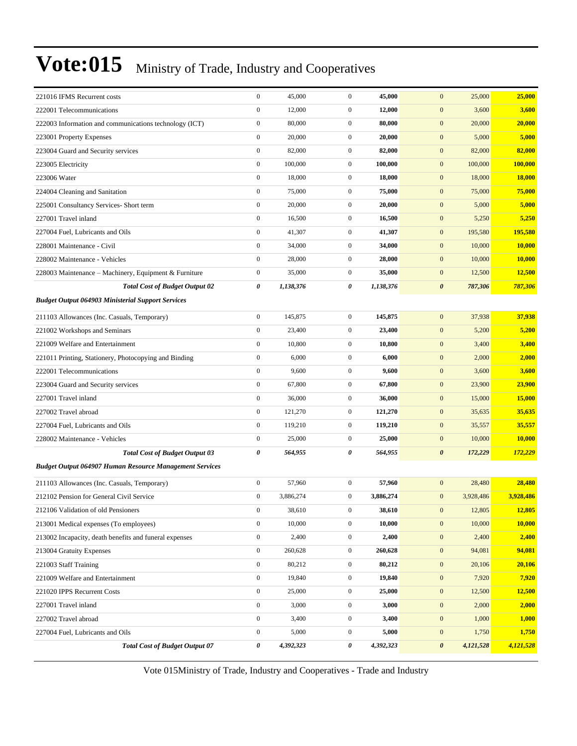# Vote:015 Ministry of Trade, Industry and Cooperatives

| | | | | | | | |
|---|---|---|---|---|---|---|---|
| 221016 IFMS Recurrent costs | 0 | 45,000 | 0 | **45,000** | 0 | 25,000 | **25,000** |
| 222001 Telecommunications | 0 | 12,000 | 0 | **12,000** | 0 | 3,600 | **3,600** |
| 222003 Information and communications technology (ICT) | 0 | 80,000 | 0 | **80,000** | 0 | 20,000 | **20,000** |
| 223001 Property Expenses | 0 | 20,000 | 0 | **20,000** | 0 | 5,000 | **5,000** |
| 223004 Guard and Security services | 0 | 82,000 | 0 | **82,000** | 0 | 82,000 | **82,000** |
| 223005 Electricity | 0 | 100,000 | 0 | **100,000** | 0 | 100,000 | **100,000** |
| 223006 Water | 0 | 18,000 | 0 | **18,000** | 0 | 18,000 | **18,000** |
| 224004 Cleaning and Sanitation | 0 | 75,000 | 0 | **75,000** | 0 | 75,000 | **75,000** |
| 225001 Consultancy Services- Short term | 0 | 20,000 | 0 | **20,000** | 0 | 5,000 | **5,000** |
| 227001 Travel inland | 0 | 16,500 | 0 | **16,500** | 0 | 5,250 | **5,250** |
| 227004 Fuel, Lubricants and Oils | 0 | 41,307 | 0 | **41,307** | 0 | 195,580 | **195,580** |
| 228001 Maintenance - Civil | 0 | 34,000 | 0 | **34,000** | 0 | 10,000 | **10,000** |
| 228002 Maintenance - Vehicles | 0 | 28,000 | 0 | **28,000** | 0 | 10,000 | **10,000** |
| 228003 Maintenance – Machinery, Equipment & Furniture | 0 | 35,000 | 0 | **35,000** | 0 | 12,500 | **12,500** |
| ***Total Cost of Budget Output 02*** | ***0*** | ***1,138,376*** | ***0*** | ***1,138,376*** | ***0*** | ***787,306*** | ***787,306*** |
| ***Budget Output 064903 Ministerial Support Services*** | | | | | | | |
| 211103 Allowances (Inc. Casuals, Temporary) | 0 | 145,875 | 0 | **145,875** | 0 | 37,938 | **37,938** |
| 221002 Workshops and Seminars | 0 | 23,400 | 0 | **23,400** | 0 | 5,200 | **5,200** |
| 221009 Welfare and Entertainment | 0 | 10,800 | 0 | **10,800** | 0 | 3,400 | **3,400** |
| 221011 Printing, Stationery, Photocopying and Binding | 0 | 6,000 | 0 | **6,000** | 0 | 2,000 | **2,000** |
| 222001 Telecommunications | 0 | 9,600 | 0 | **9,600** | 0 | 3,600 | **3,600** |
| 223004 Guard and Security services | 0 | 67,800 | 0 | **67,800** | 0 | 23,900 | **23,900** |
| 227001 Travel inland | 0 | 36,000 | 0 | **36,000** | 0 | 15,000 | **15,000** |
| 227002 Travel abroad | 0 | 121,270 | 0 | **121,270** | 0 | 35,635 | **35,635** |
| 227004 Fuel, Lubricants and Oils | 0 | 119,210 | 0 | **119,210** | 0 | 35,557 | **35,557** |
| 228002 Maintenance - Vehicles | 0 | 25,000 | 0 | **25,000** | 0 | 10,000 | **10,000** |
| ***Total Cost of Budget Output 03*** | ***0*** | ***564,955*** | ***0*** | ***564,955*** | ***0*** | ***172,229*** | ***172,229*** |
| ***Budget Output 064907 Human Resource Management Services*** | | | | | | | |
| 211103 Allowances (Inc. Casuals, Temporary) | 0 | 57,960 | 0 | **57,960** | 0 | 28,480 | **28,480** |
| 212102 Pension for General Civil Service | 0 | 3,886,274 | 0 | **3,886,274** | 0 | 3,928,486 | **3,928,486** |
| 212106 Validation of old Pensioners | 0 | 38,610 | 0 | **38,610** | 0 | 12,805 | **12,805** |
| 213001 Medical expenses (To employees) | 0 | 10,000 | 0 | **10,000** | 0 | 10,000 | **10,000** |
| 213002 Incapacity, death benefits and funeral expenses | 0 | 2,400 | 0 | **2,400** | 0 | 2,400 | **2,400** |
| 213004 Gratuity Expenses | 0 | 260,628 | 0 | **260,628** | 0 | 94,081 | **94,081** |
| 221003 Staff Training | 0 | 80,212 | 0 | **80,212** | 0 | 20,106 | **20,106** |
| 221009 Welfare and Entertainment | 0 | 19,840 | 0 | **19,840** | 0 | 7,920 | **7,920** |
| 221020 IPPS Recurrent Costs | 0 | 25,000 | 0 | **25,000** | 0 | 12,500 | **12,500** |
| 227001 Travel inland | 0 | 3,000 | 0 | **3,000** | 0 | 2,000 | **2,000** |
| 227002 Travel abroad | 0 | 3,400 | 0 | **3,400** | 0 | 1,000 | **1,000** |
| 227004 Fuel, Lubricants and Oils | 0 | 5,000 | 0 | **5,000** | 0 | 1,750 | **1,750** |
| ***Total Cost of Budget Output 07*** | ***0*** | ***4,392,323*** | ***0*** | ***4,392,323*** | ***0*** | ***4,121,528*** | ***4,121,528*** |

Vote 015Ministry of Trade, Industry and Cooperatives - Trade and Industry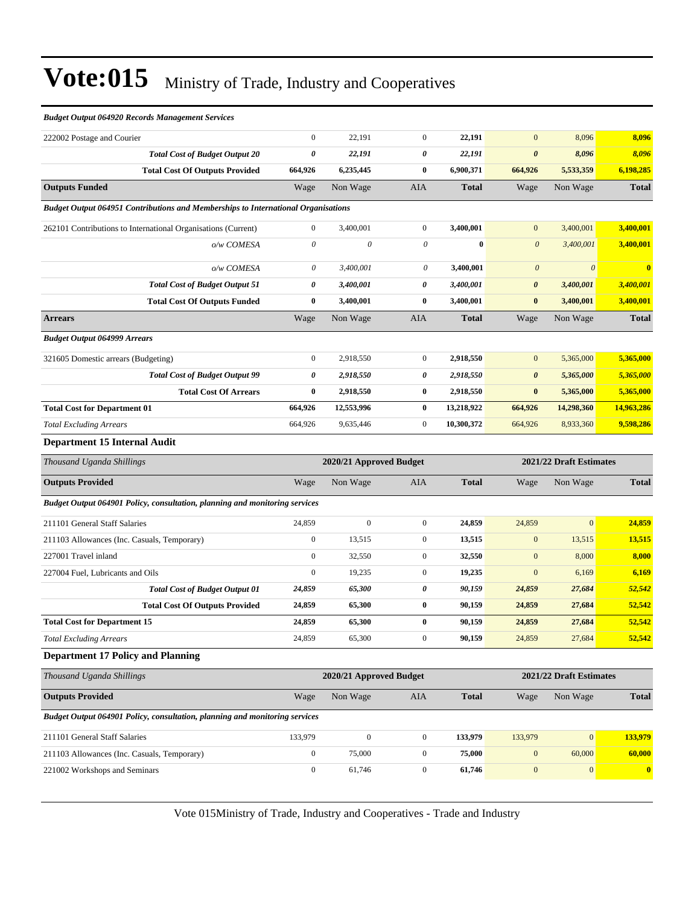# Vote:015 Ministry of Trade, Industry and Cooperatives

| *Budget Output 064920 Records Management Services* | | | | | | | |
|---|---|---|---|---|---|---|---|
| 222002 Postage and Courier | 0 | 22,191 | 0 | **22,191** | 0 | 8,096 | **8,096** |
| ***Total Cost of Budget Output 20*** | ***0*** | ***22,191*** | ***0*** | ***22,191*** | ***0*** | ***8,096*** | ***8,096*** |
| **Total Cost Of Outputs Provided** | **664,926** | **6,235,445** | **0** | **6,900,371** | **664,926** | **5,533,359** | **6,198,285** |
| **Outputs Funded** | Wage | Non Wage | AIA | **Total** | Wage | Non Wage | **Total** |
| ***Budget Output 064951 Contributions and Memberships to International Organisations*** | | | | | | | |
| 262101 Contributions to International Organisations (Current) | 0 | 3,400,001 | 0 | **3,400,001** | 0 | 3,400,001 | **3,400,001** |
| *o/w COMESA* | *0* | *0* | *0* | **0** | *0* | *3,400,001* | **3,400,001** |
| *o/w COMESA* | *0* | *3,400,001* | *0* | **3,400,001** | *0* | *0* | **0** |
| ***Total Cost of Budget Output 51*** | ***0*** | ***3,400,001*** | ***0*** | ***3,400,001*** | ***0*** | ***3,400,001*** | ***3,400,001*** |
| **Total Cost Of Outputs Funded** | **0** | **3,400,001** | **0** | **3,400,001** | **0** | **3,400,001** | **3,400,001** |
| **Arrears** | Wage | Non Wage | AIA | **Total** | Wage | Non Wage | **Total** |
| ***Budget Output 064999 Arrears*** | | | | | | | |
| 321605 Domestic arrears (Budgeting) | 0 | 2,918,550 | 0 | **2,918,550** | 0 | 5,365,000 | **5,365,000** |
| ***Total Cost of Budget Output 99*** | ***0*** | ***2,918,550*** | ***0*** | ***2,918,550*** | ***0*** | ***5,365,000*** | ***5,365,000*** |
| **Total Cost Of Arrears** | **0** | **2,918,550** | **0** | **2,918,550** | **0** | **5,365,000** | **5,365,000** |
| **Total Cost for Department 01** | **664,926** | **12,553,996** | **0** | **13,218,922** | **664,926** | **14,298,360** | **14,963,286** |
| *Total Excluding Arrears* | 664,926 | 9,635,446 | 0 | **10,300,372** | 664,926 | 8,933,360 | **9,598,286** |

### Department 15 Internal Audit

| *Thousand Uganda Shillings* | 2020/21 Approved Budget | | | | 2021/22 Draft Estimates | | |
|---|---|---|---|---|---|---|---|
| **Outputs Provided** | Wage | Non Wage | AIA | **Total** | Wage | Non Wage | **Total** |
| ***Budget Output 064901 Policy, consultation, planning and monitoring services*** | | | | | | | |
| 211101 General Staff Salaries | 24,859 | 0 | 0 | **24,859** | 24,859 | 0 | **24,859** |
| 211103 Allowances (Inc. Casuals, Temporary) | 0 | 13,515 | 0 | **13,515** | 0 | 13,515 | **13,515** |
| 227001 Travel inland | 0 | 32,550 | 0 | **32,550** | 0 | 8,000 | **8,000** |
| 227004 Fuel, Lubricants and Oils | 0 | 19,235 | 0 | **19,235** | 0 | 6,169 | **6,169** |
| ***Total Cost of Budget Output 01*** | ***24,859*** | ***65,300*** | ***0*** | ***90,159*** | ***24,859*** | ***27,684*** | ***52,542*** |
| **Total Cost Of Outputs Provided** | **24,859** | **65,300** | **0** | **90,159** | **24,859** | **27,684** | **52,542** |
| **Total Cost for Department 15** | **24,859** | **65,300** | **0** | **90,159** | **24,859** | **27,684** | **52,542** |
| *Total Excluding Arrears* | 24,859 | 65,300 | 0 | **90,159** | 24,859 | 27,684 | **52,542** |

### Department 17 Policy and Planning

| *Thousand Uganda Shillings* | 2020/21 Approved Budget | | | | 2021/22 Draft Estimates | | |
|---|---|---|---|---|---|---|---|
| **Outputs Provided** | Wage | Non Wage | AIA | **Total** | Wage | Non Wage | **Total** |
| ***Budget Output 064901 Policy, consultation, planning and monitoring services*** | | | | | | | |
| 211101 General Staff Salaries | 133,979 | 0 | 0 | **133,979** | 133,979 | 0 | **133,979** |
| 211103 Allowances (Inc. Casuals, Temporary) | 0 | 75,000 | 0 | **75,000** | 0 | 60,000 | **60,000** |
| 221002 Workshops and Seminars | 0 | 61,746 | 0 | **61,746** | 0 | 0 | **0** |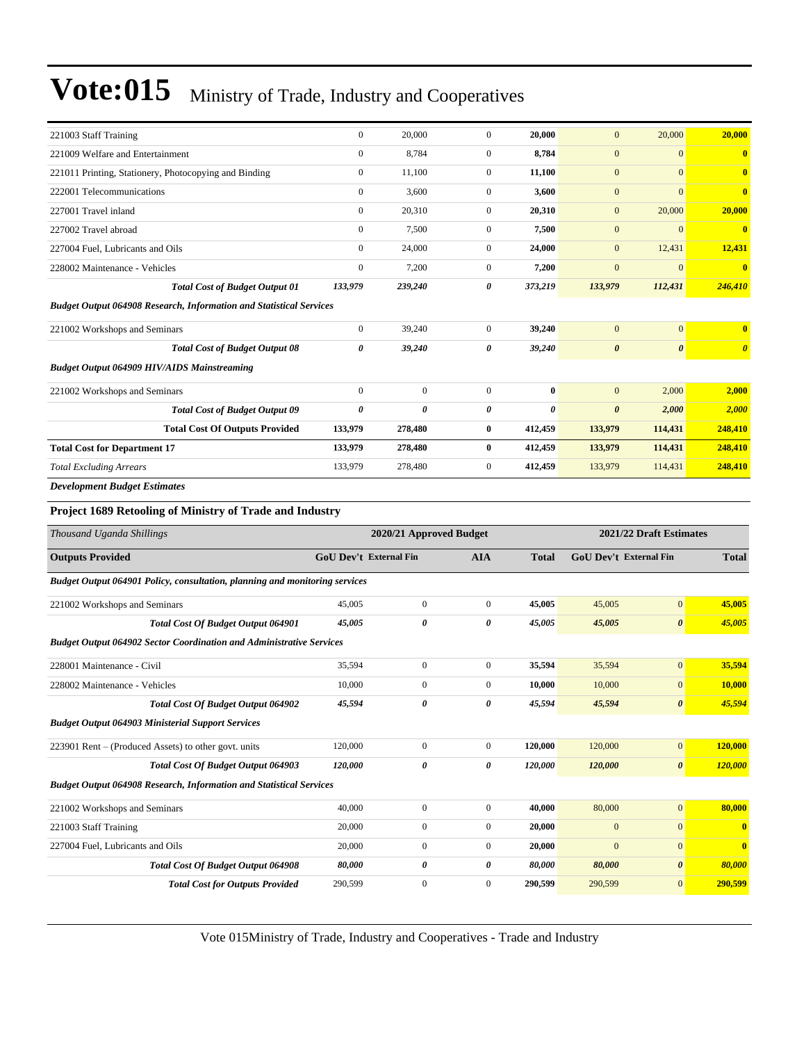# Vote:015 Ministry of Trade, Industry and Cooperatives

| | | | | | | | |
|---|---|---|---|---|---|---|---|
| 221003 Staff Training | 0 | 20,000 | 0 | **20,000** | 0 | 20,000 | **20,000** |
| 221009 Welfare and Entertainment | 0 | 8,784 | 0 | **8,784** | 0 | 0 | **0** |
| 221011 Printing, Stationery, Photocopying and Binding | 0 | 11,100 | 0 | **11,100** | 0 | 0 | **0** |
| 222001 Telecommunications | 0 | 3,600 | 0 | **3,600** | 0 | 0 | **0** |
| 227001 Travel inland | 0 | 20,310 | 0 | **20,310** | 0 | 20,000 | **20,000** |
| 227002 Travel abroad | 0 | 7,500 | 0 | **7,500** | 0 | 0 | **0** |
| 227004 Fuel, Lubricants and Oils | 0 | 24,000 | 0 | **24,000** | 0 | 12,431 | **12,431** |
| 228002 Maintenance - Vehicles | 0 | 7,200 | 0 | **7,200** | 0 | 0 | **0** |
| ***Total Cost of Budget Output 01*** | ***133,979*** | ***239,240*** | ***0*** | ***373,219*** | ***133,979*** | ***112,431*** | ***246,410*** |
| ***Budget Output 064908 Research, Information and Statistical Services*** | | | | | | | |
| 221002 Workshops and Seminars | 0 | 39,240 | 0 | **39,240** | 0 | 0 | **0** |
| ***Total Cost of Budget Output 08*** | ***0*** | ***39,240*** | ***0*** | ***39,240*** | ***0*** | ***0*** | ***0*** |
| ***Budget Output 064909 HIV/AIDS Mainstreaming*** | | | | | | | |
| 221002 Workshops and Seminars | 0 | 0 | 0 | **0** | 0 | 2,000 | **2,000** |
| ***Total Cost of Budget Output 09*** | ***0*** | ***0*** | ***0*** | ***0*** | ***0*** | ***2,000*** | ***2,000*** |
| **Total Cost Of Outputs Provided** | **133,979** | **278,480** | **0** | **412,459** | **133,979** | **114,431** | **248,410** |
| **Total Cost for Department 17** | **133,979** | **278,480** | **0** | **412,459** | **133,979** | **114,431** | **248,410** |
| *Total Excluding Arrears* | 133,979 | 278,480 | 0 | **412,459** | 133,979 | 114,431 | **248,410** |

***Development Budget Estimates***

### Project 1689 Retooling of Ministry of Trade and Industry

| *Thousand Uganda Shillings* | 2020/21 Approved Budget | | | | 2021/22 Draft Estimates | | |
|---|---|---|---|---|---|---|---|
| **Outputs Provided** | **GoU Dev't** | **External Fin** | **AIA** | **Total** | **GoU Dev't** | **External Fin** | **Total** |
| ***Budget Output 064901 Policy, consultation, planning and monitoring services*** | | | | | | | |
| 221002 Workshops and Seminars | 45,005 | 0 | 0 | **45,005** | 45,005 | 0 | **45,005** |
| ***Total Cost Of Budget Output 064901*** | ***45,005*** | ***0*** | ***0*** | ***45,005*** | ***45,005*** | ***0*** | ***45,005*** |
| ***Budget Output 064902 Sector Coordination and Administrative Services*** | | | | | | | |
| 228001 Maintenance - Civil | 35,594 | 0 | 0 | **35,594** | 35,594 | 0 | **35,594** |
| 228002 Maintenance - Vehicles | 10,000 | 0 | 0 | **10,000** | 10,000 | 0 | **10,000** |
| ***Total Cost Of Budget Output 064902*** | ***45,594*** | ***0*** | ***0*** | ***45,594*** | ***45,594*** | ***0*** | ***45,594*** |
| ***Budget Output 064903 Ministerial Support Services*** | | | | | | | |
| 223901 Rent – (Produced Assets) to other govt. units | 120,000 | 0 | 0 | **120,000** | 120,000 | 0 | **120,000** |
| ***Total Cost Of Budget Output 064903*** | ***120,000*** | ***0*** | ***0*** | ***120,000*** | ***120,000*** | ***0*** | ***120,000*** |
| ***Budget Output 064908 Research, Information and Statistical Services*** | | | | | | | |
| 221002 Workshops and Seminars | 40,000 | 0 | 0 | **40,000** | 80,000 | 0 | **80,000** |
| 221003 Staff Training | 20,000 | 0 | 0 | **20,000** | 0 | 0 | **0** |
| 227004 Fuel, Lubricants and Oils | 20,000 | 0 | 0 | **20,000** | 0 | 0 | **0** |
| ***Total Cost Of Budget Output 064908*** | ***80,000*** | ***0*** | ***0*** | ***80,000*** | ***80,000*** | ***0*** | ***80,000*** |
| ***Total Cost for Outputs Provided*** | 290,599 | 0 | 0 | **290,599** | 290,599 | 0 | **290,599** |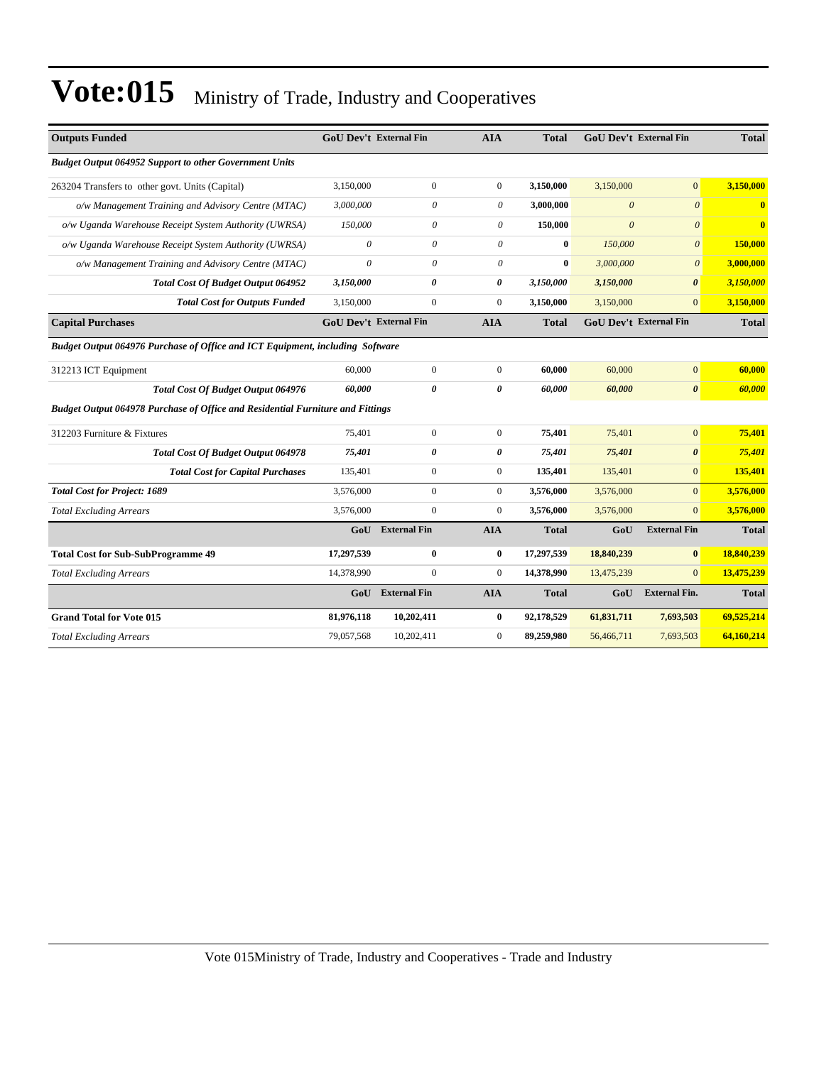# Vote:015 Ministry of Trade, Industry and Cooperatives

| Outputs Funded | GoU Dev't | External Fin | AIA | Total | GoU Dev't | External Fin | Total |
|---|---|---|---|---|---|---|---|
| ***Budget Output 064952 Support to other Government Units*** | | | | | | | |
| 263204 Transfers to other govt. Units (Capital) | 3,150,000 | 0 | 0 | **3,150,000** | 3,150,000 | 0 | **3,150,000** |
| *o/w Management Training and Advisory Centre (MTAC)* | *3,000,000* | *0* | *0* | **3,000,000** | *0* | *0* | **0** |
| *o/w Uganda Warehouse Receipt System Authority (UWRSA)* | *150,000* | *0* | *0* | **150,000** | *0* | *0* | **0** |
| *o/w Uganda Warehouse Receipt System Authority (UWRSA)* | *0* | *0* | *0* | **0** | *150,000* | *0* | **150,000** |
| *o/w Management Training and Advisory Centre (MTAC)* | *0* | *0* | *0* | **0** | *3,000,000* | *0* | **3,000,000** |
| ***Total Cost Of Budget Output 064952*** | ***3,150,000*** | ***0*** | ***0*** | ***3,150,000*** | ***3,150,000*** | ***0*** | ***3,150,000*** |
| ***Total Cost for Outputs Funded*** | 3,150,000 | 0 | 0 | **3,150,000** | 3,150,000 | 0 | **3,150,000** |
| **Capital Purchases** | **GoU Dev't** | **External Fin** | **AIA** | **Total** | **GoU Dev't** | **External Fin** | **Total** |
| ***Budget Output 064976 Purchase of Office and ICT Equipment, including Software*** | | | | | | | |
| 312213 ICT Equipment | 60,000 | 0 | 0 | **60,000** | 60,000 | 0 | **60,000** |
| ***Total Cost Of Budget Output 064976*** | ***60,000*** | ***0*** | ***0*** | ***60,000*** | ***60,000*** | ***0*** | ***60,000*** |
| ***Budget Output 064978 Purchase of Office and Residential Furniture and Fittings*** | | | | | | | |
| 312203 Furniture & Fixtures | 75,401 | 0 | 0 | **75,401** | 75,401 | 0 | **75,401** |
| ***Total Cost Of Budget Output 064978*** | ***75,401*** | ***0*** | ***0*** | ***75,401*** | ***75,401*** | ***0*** | ***75,401*** |
| ***Total Cost for Capital Purchases*** | 135,401 | 0 | 0 | **135,401** | 135,401 | 0 | **135,401** |
| ***Total Cost for Project: 1689*** | 3,576,000 | 0 | 0 | **3,576,000** | 3,576,000 | 0 | **3,576,000** |
| *Total Excluding Arrears* | 3,576,000 | 0 | 0 | **3,576,000** | 3,576,000 | 0 | **3,576,000** |
| | **GoU** | **External Fin** | **AIA** | **Total** | **GoU** | **External Fin** | **Total** |
| **Total Cost for Sub-SubProgramme 49** | **17,297,539** | **0** | **0** | **17,297,539** | **18,840,239** | **0** | **18,840,239** |
| *Total Excluding Arrears* | 14,378,990 | 0 | 0 | **14,378,990** | 13,475,239 | 0 | **13,475,239** |
| | **GoU** | **External Fin** | **AIA** | **Total** | **GoU** | **External Fin.** | **Total** |
| **Grand Total for Vote 015** | **81,976,118** | **10,202,411** | **0** | **92,178,529** | **61,831,711** | **7,693,503** | **69,525,214** |
| *Total Excluding Arrears* | 79,057,568 | 10,202,411 | 0 | **89,259,980** | 56,466,711 | 7,693,503 | **64,160,214** |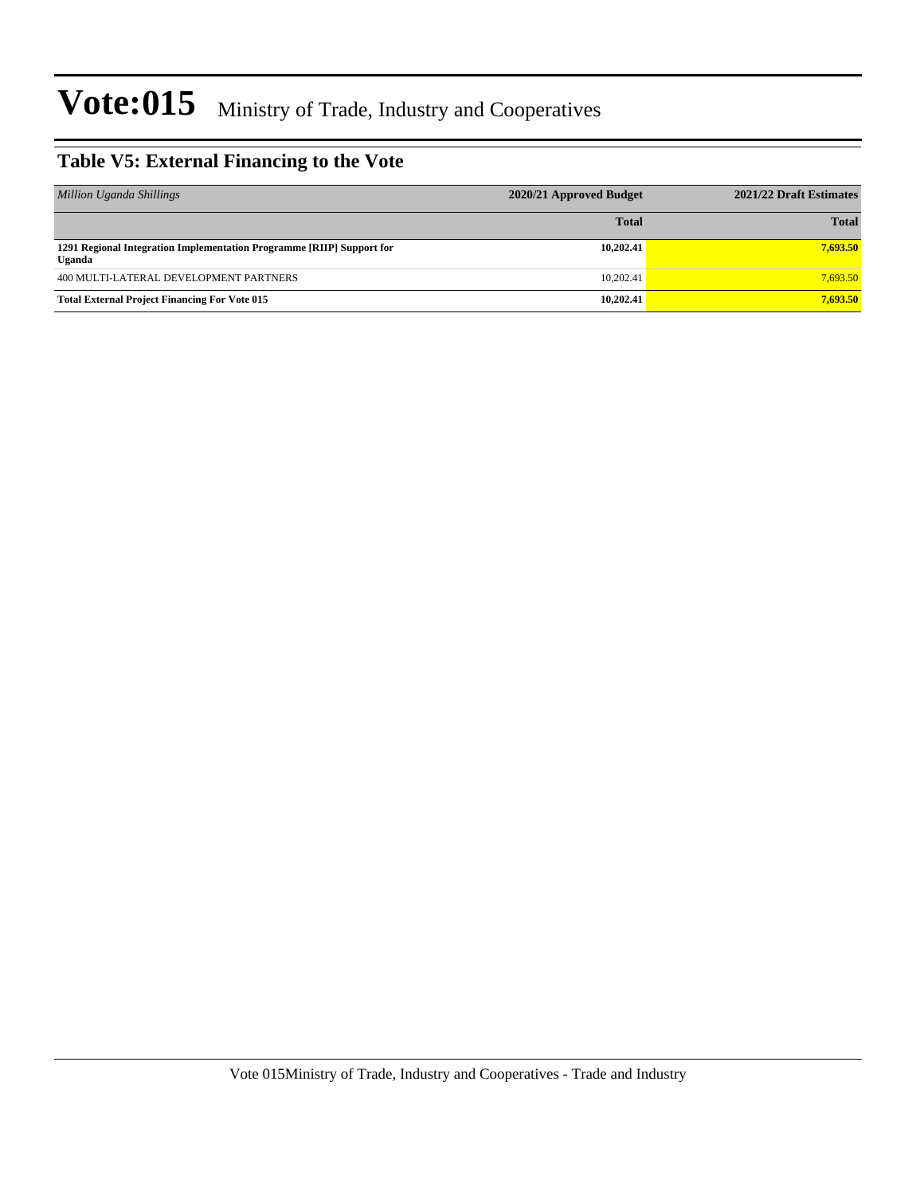# Vote:015 Ministry of Trade, Industry and Cooperatives

## Table V5: External Financing to the Vote

| *Million Uganda Shillings* | 2020/21 Approved Budget | 2021/22 Draft Estimates |
|---|---|---|
| | **Total** | **Total** |
| **1291 Regional Integration Implementation Programme [RIIP] Support for Uganda** | **10,202.41** | **7,693.50** |
| 400 MULTI-LATERAL DEVELOPMENT PARTNERS | 10,202.41 | 7,693.50 |
| **Total External Project Financing For Vote 015** | **10,202.41** | **7,693.50** |